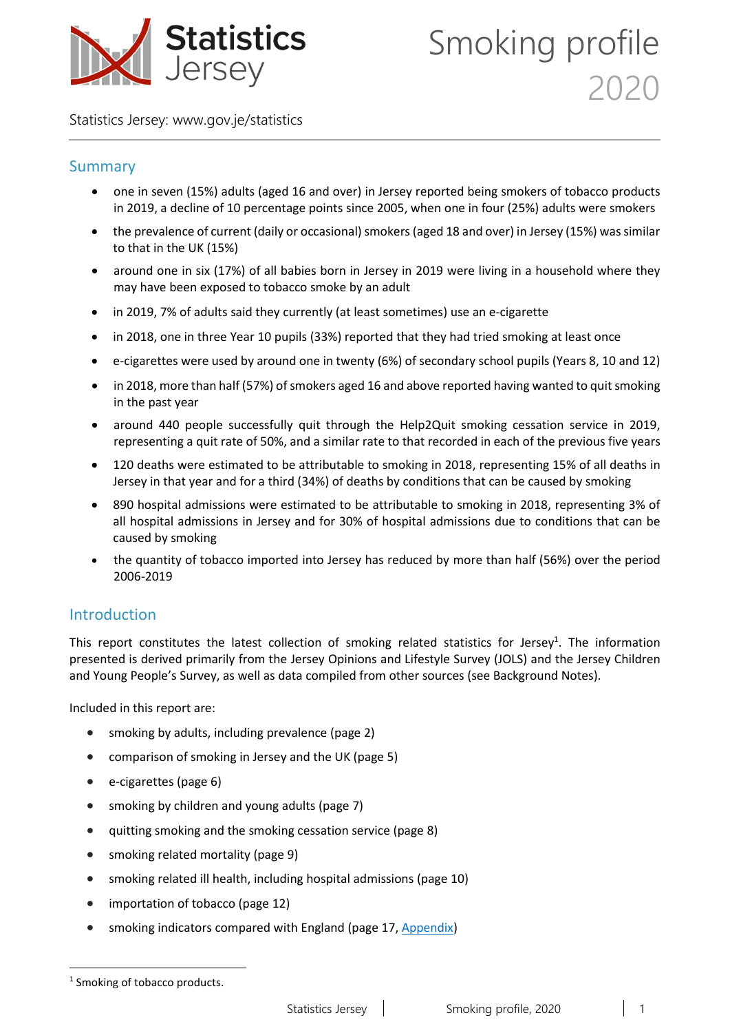# Smoking profile 2020

Statistics Jersey: www.gov.je/statistics

## Summary

- one in seven (15%) adults (aged 16 and over) in Jersey reported being smokers of tobacco products in 2019, a decline of 10 percentage points since 2005, when one in four (25%) adults were smokers
- the prevalence of current (daily or occasional) smokers (aged 18 and over) in Jersey (15%) was similar to that in the UK (15%)
- around one in six (17%) of all babies born in Jersey in 2019 were living in a household where they may have been exposed to tobacco smoke by an adult
- in 2019, 7% of adults said they currently (at least sometimes) use an e-cigarette
- in 2018, one in three Year 10 pupils (33%) reported that they had tried smoking at least once
- e-cigarettes were used by around one in twenty (6%) of secondary school pupils (Years 8, 10 and 12)
- in 2018, more than half (57%) of smokers aged 16 and above reported having wanted to quit smoking in the past year
- around 440 people successfully quit through the Help2Quit smoking cessation service in 2019, representing a quit rate of 50%, and a similar rate to that recorded in each of the previous five years
- 120 deaths were estimated to be attributable to smoking in 2018, representing 15% of all deaths in Jersey in that year and for a third (34%) of deaths by conditions that can be caused by smoking
- 890 hospital admissions were estimated to be attributable to smoking in 2018, representing 3% of all hospital admissions in Jersey and for 30% of hospital admissions due to conditions that can be caused by smoking
- the quantity of tobacco imported into Jersey has reduced by more than half (56%) over the period 2006-2019

## Introduction

This report constitutes the latest collection of smoking related statistics for Jersey[1]. The information presented is derived primarily from the Jersey Opinions and Lifestyle Survey (JOLS) and the Jersey Children and Young People's Survey, as well as data compiled from other sources (see Background Notes).

Included in this report are:

- smoking by adults, including prevalence (page 2)
- comparison of smoking in Jersey and the UK (page 5)
- e-cigarettes (page 6)
- smoking by children and young adults (page 7)
- quitting smoking and the smoking cessation service (page 8)
- smoking related mortality (page 9)
- smoking related ill health, including hospital admissions (page 10)
- importation of tobacco (page 12)
- smoking indicators compared with England (page 17, Appendix)

[1] Smoking of tobacco products.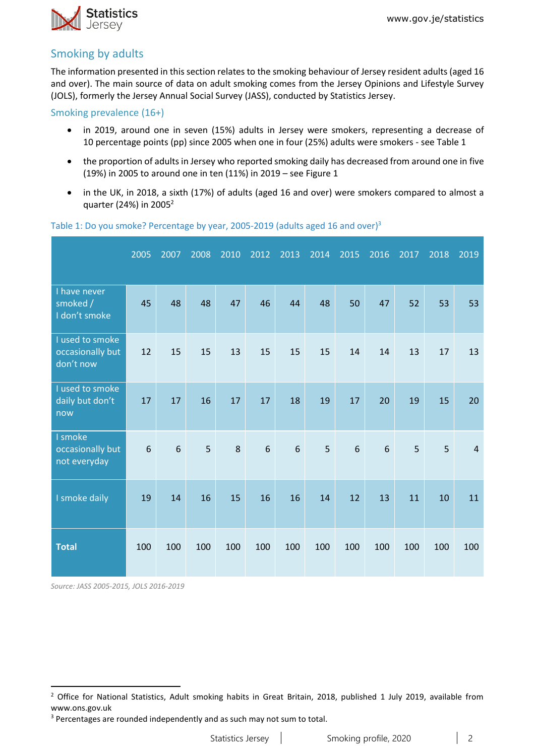## Smoking by adults

The information presented in this section relates to the smoking behaviour of Jersey resident adults (aged 16 and over). The main source of data on adult smoking comes from the Jersey Opinions and Lifestyle Survey (JOLS), formerly the Jersey Annual Social Survey (JASS), conducted by Statistics Jersey.

### Smoking prevalence (16+)

- in 2019, around one in seven (15%) adults in Jersey were smokers, representing a decrease of 10 percentage points (pp) since 2005 when one in four (25%) adults were smokers - see Table 1
- the proportion of adults in Jersey who reported smoking daily has decreased from around one in five (19%) in 2005 to around one in ten (11%) in 2019 – see Figure 1
- in the UK, in 2018, a sixth (17%) of adults (aged 16 and over) were smokers compared to almost a quarter (24%) in 2005[2]

Table 1: Do you smoke? Percentage by year, 2005-2019 (adults aged 16 and over)[3]

| | 2005 | 2007 | 2008 | 2010 | 2012 | 2013 | 2014 | 2015 | 2016 | 2017 | 2018 | 2019 |
|---|---|---|---|---|---|---|---|---|---|---|---|---|
| I have never smoked / I don't smoke | 45 | 48 | 48 | 47 | 46 | 44 | 48 | 50 | 47 | 52 | 53 | 53 |
| I used to smoke occasionally but don't now | 12 | 15 | 15 | 13 | 15 | 15 | 15 | 14 | 14 | 13 | 17 | 13 |
| I used to smoke daily but don't now | 17 | 17 | 16 | 17 | 17 | 18 | 19 | 17 | 20 | 19 | 15 | 20 |
| I smoke occasionally but not everyday | 6 | 6 | 5 | 8 | 6 | 6 | 5 | 6 | 6 | 5 | 5 | 4 |
| I smoke daily | 19 | 14 | 16 | 15 | 16 | 16 | 14 | 12 | 13 | 11 | 10 | 11 |
| **Total** | 100 | 100 | 100 | 100 | 100 | 100 | 100 | 100 | 100 | 100 | 100 | 100 |

*Source: JASS 2005-2015, JOLS 2016-2019*

[2] Office for National Statistics, Adult smoking habits in Great Britain, 2018, published 1 July 2019, available from www.ons.gov.uk

[3] Percentages are rounded independently and as such may not sum to total.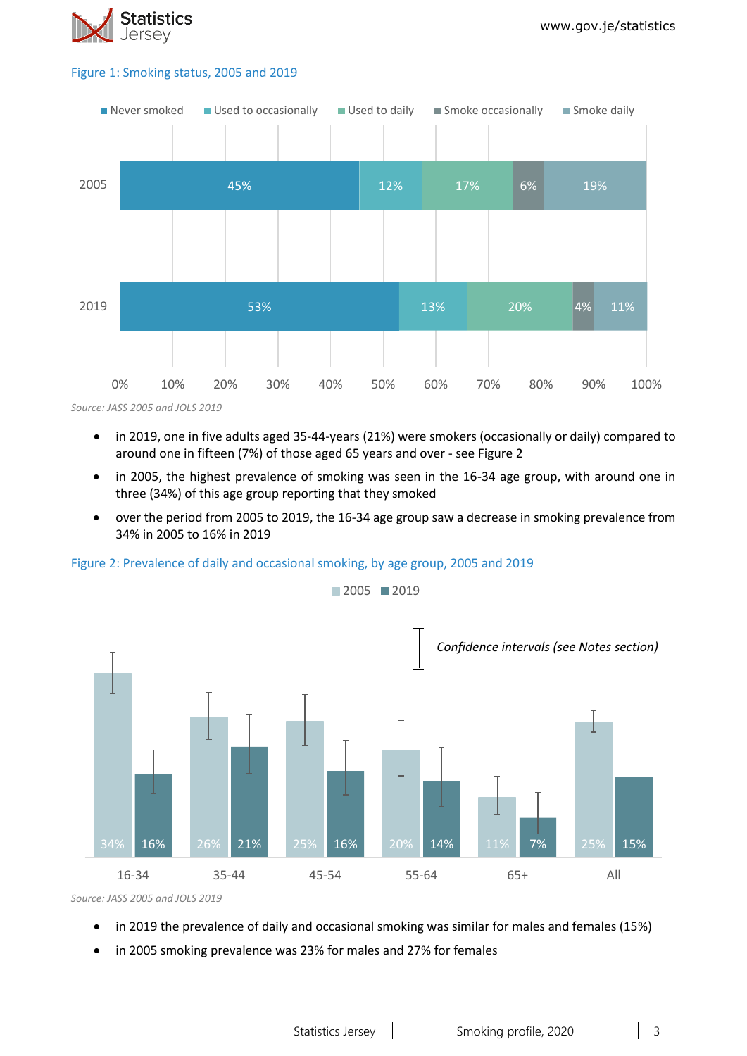Figure 1: Smoking status, 2005 and 2019

| | Never smoked | Used to occasionally | Used to daily | Smoke occasionally | Smoke daily |
|---|---|---|---|---|---|
| 2005 | 45% | 12% | 17% | 6% | 19% |
| 2019 | 53% | 13% | 20% | 4% | 11% |

*Source: JASS 2005 and JOLS 2019*

- in 2019, one in five adults aged 35-44-years (21%) were smokers (occasionally or daily) compared to around one in fifteen (7%) of those aged 65 years and over - see Figure 2
- in 2005, the highest prevalence of smoking was seen in the 16-34 age group, with around one in three (34%) of this age group reporting that they smoked
- over the period from 2005 to 2019, the 16-34 age group saw a decrease in smoking prevalence from 34% in 2005 to 16% in 2019

Figure 2: Prevalence of daily and occasional smoking, by age group, 2005 and 2019

| Age group | 2005 | 2019 |
|---|---|---|
| 16-34 | 34% | 16% |
| 35-44 | 26% | 21% |
| 45-54 | 25% | 16% |
| 55-64 | 20% | 14% |
| 65+ | 11% | 7% |
| All | 25% | 15% |

*Confidence intervals (see Notes section)*

*Source: JASS 2005 and JOLS 2019*

- in 2019 the prevalence of daily and occasional smoking was similar for males and females (15%)
- in 2005 smoking prevalence was 23% for males and 27% for females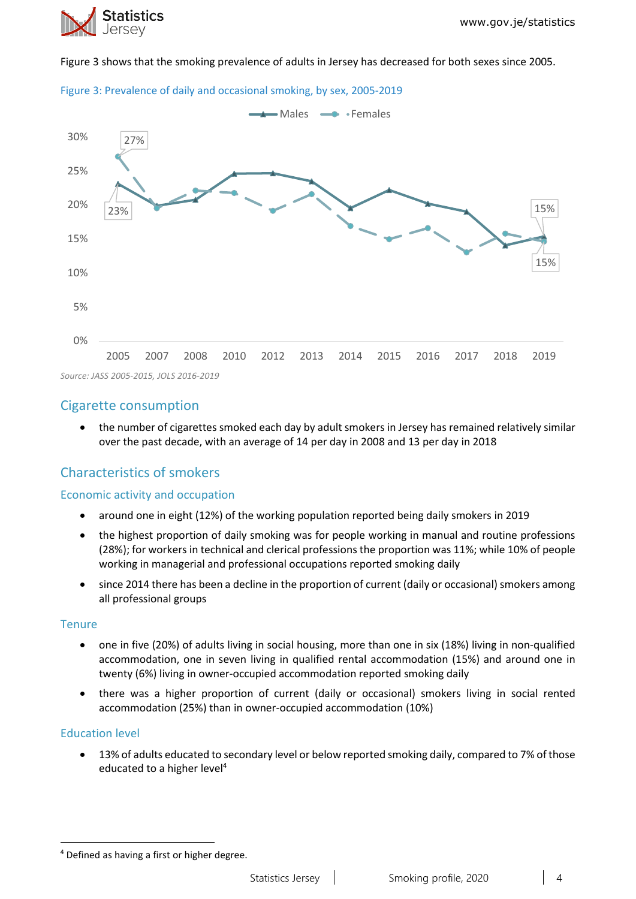Figure 3 shows that the smoking prevalence of adults in Jersey has decreased for both sexes since 2005.

Figure 3: Prevalence of daily and occasional smoking, by sex, 2005-2019

*Source: JASS 2005-2015, JOLS 2016-2019*

## Cigarette consumption

- the number of cigarettes smoked each day by adult smokers in Jersey has remained relatively similar over the past decade, with an average of 14 per day in 2008 and 13 per day in 2018

## Characteristics of smokers

### Economic activity and occupation

- around one in eight (12%) of the working population reported being daily smokers in 2019
- the highest proportion of daily smoking was for people working in manual and routine professions (28%); for workers in technical and clerical professions the proportion was 11%; while 10% of people working in managerial and professional occupations reported smoking daily
- since 2014 there has been a decline in the proportion of current (daily or occasional) smokers among all professional groups

### Tenure

- one in five (20%) of adults living in social housing, more than one in six (18%) living in non-qualified accommodation, one in seven living in qualified rental accommodation (15%) and around one in twenty (6%) living in owner-occupied accommodation reported smoking daily
- there was a higher proportion of current (daily or occasional) smokers living in social rented accommodation (25%) than in owner-occupied accommodation (10%)

### Education level

- 13% of adults educated to secondary level or below reported smoking daily, compared to 7% of those educated to a higher level[4]

[4] Defined as having a first or higher degree.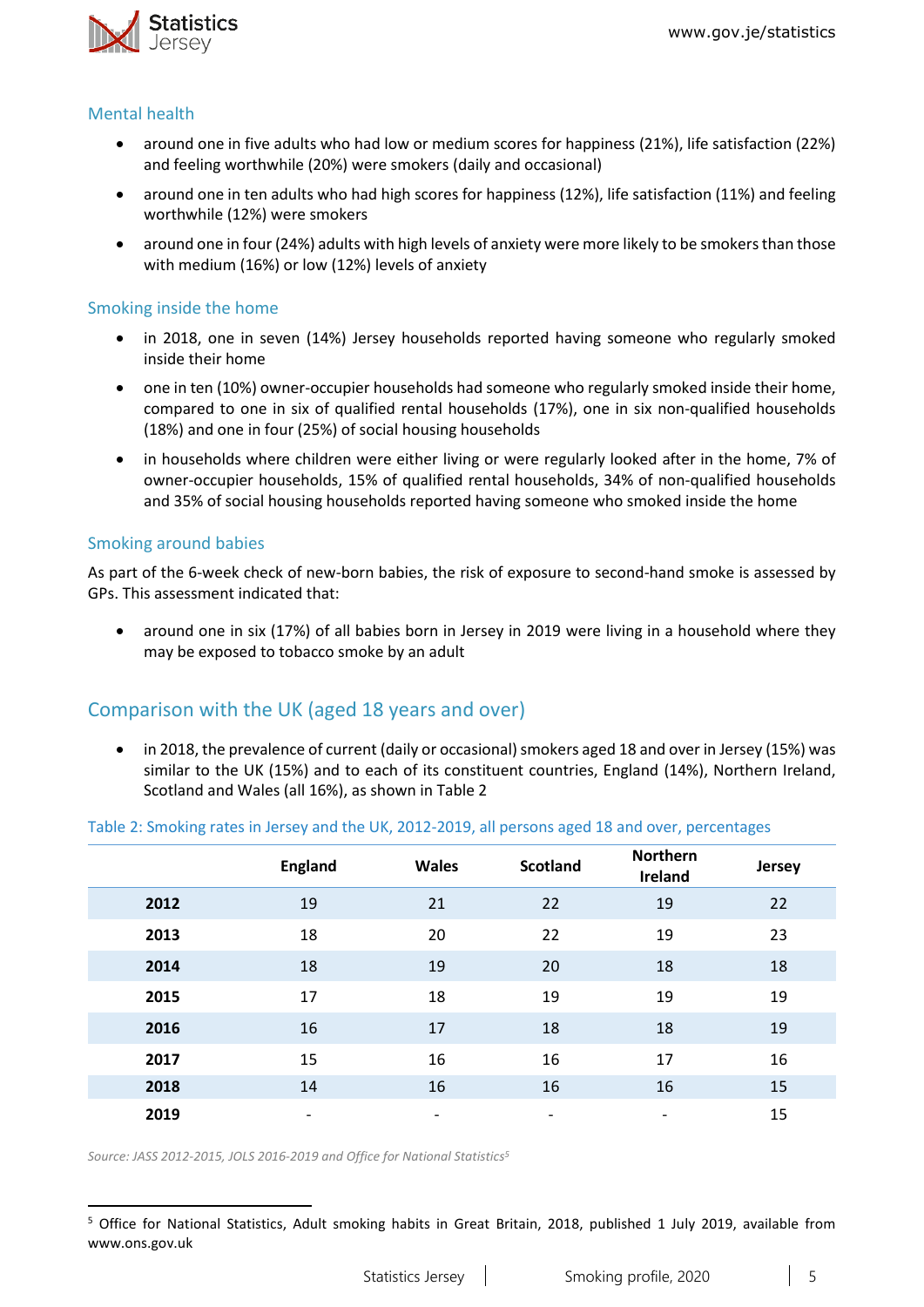### Mental health

- around one in five adults who had low or medium scores for happiness (21%), life satisfaction (22%) and feeling worthwhile (20%) were smokers (daily and occasional)
- around one in ten adults who had high scores for happiness (12%), life satisfaction (11%) and feeling worthwhile (12%) were smokers
- around one in four (24%) adults with high levels of anxiety were more likely to be smokers than those with medium (16%) or low (12%) levels of anxiety

### Smoking inside the home

- in 2018, one in seven (14%) Jersey households reported having someone who regularly smoked inside their home
- one in ten (10%) owner-occupier households had someone who regularly smoked inside their home, compared to one in six of qualified rental households (17%), one in six non-qualified households (18%) and one in four (25%) of social housing households
- in households where children were either living or were regularly looked after in the home, 7% of owner-occupier households, 15% of qualified rental households, 34% of non-qualified households and 35% of social housing households reported having someone who smoked inside the home

### Smoking around babies

As part of the 6-week check of new-born babies, the risk of exposure to second-hand smoke is assessed by GPs. This assessment indicated that:

- around one in six (17%) of all babies born in Jersey in 2019 were living in a household where they may be exposed to tobacco smoke by an adult

## Comparison with the UK (aged 18 years and over)

- in 2018, the prevalence of current (daily or occasional) smokers aged 18 and over in Jersey (15%) was similar to the UK (15%) and to each of its constituent countries, England (14%), Northern Ireland, Scotland and Wales (all 16%), as shown in Table 2

Table 2: Smoking rates in Jersey and the UK, 2012-2019, all persons aged 18 and over, percentages

| | England | Wales | Scotland | Northern Ireland | Jersey |
|---|---|---|---|---|---|
| **2012** | 19 | 21 | 22 | 19 | 22 |
| **2013** | 18 | 20 | 22 | 19 | 23 |
| **2014** | 18 | 19 | 20 | 18 | 18 |
| **2015** | 17 | 18 | 19 | 19 | 19 |
| **2016** | 16 | 17 | 18 | 18 | 19 |
| **2017** | 15 | 16 | 16 | 17 | 16 |
| **2018** | 14 | 16 | 16 | 16 | 15 |
| **2019** | - | - | - | - | 15 |

*Source: JASS 2012-2015, JOLS 2016-2019 and Office for National Statistics[5]*

[5] Office for National Statistics, Adult smoking habits in Great Britain, 2018, published 1 July 2019, available from www.ons.gov.uk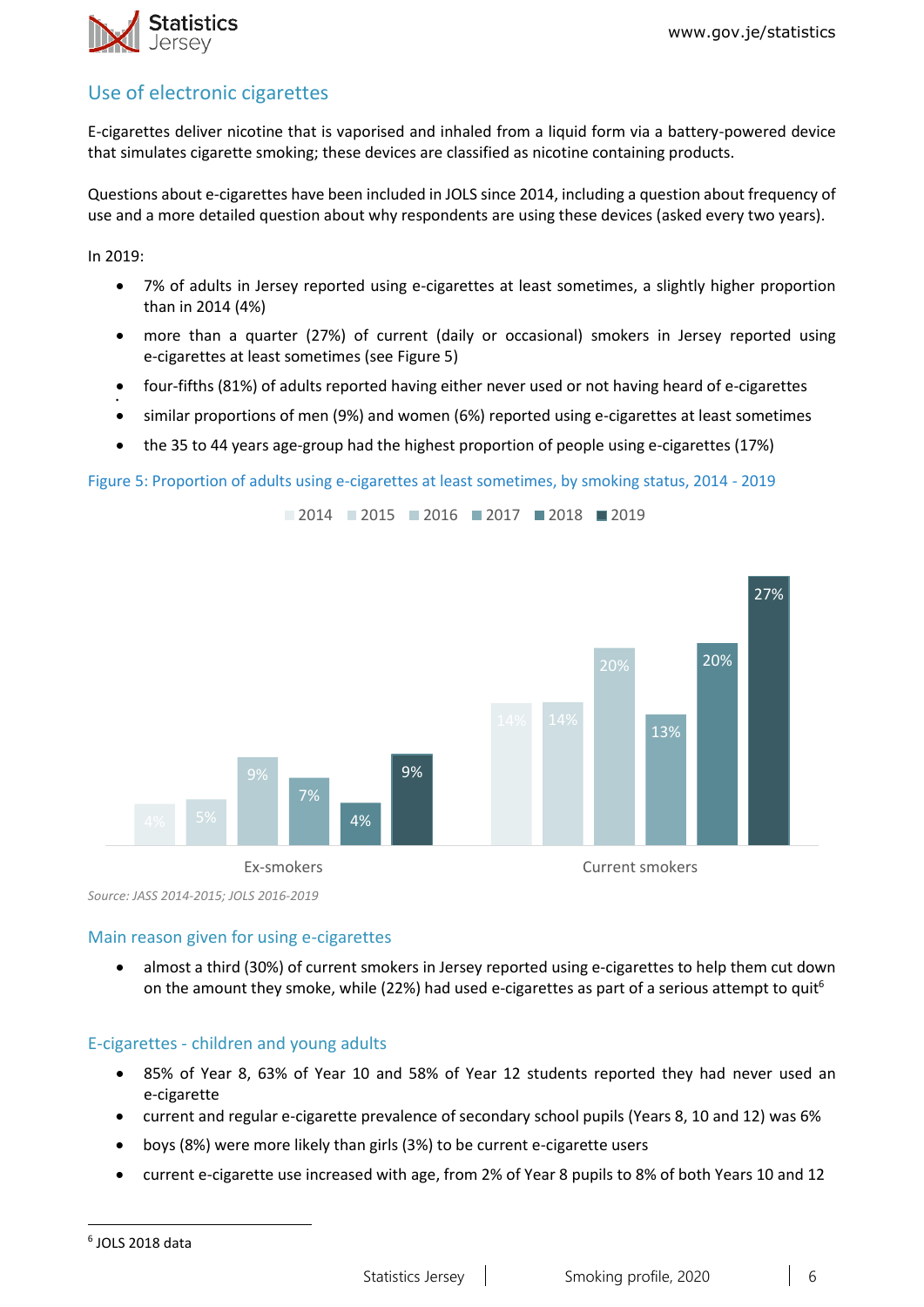## Use of electronic cigarettes

E-cigarettes deliver nicotine that is vaporised and inhaled from a liquid form via a battery-powered device that simulates cigarette smoking; these devices are classified as nicotine containing products.

Questions about e-cigarettes have been included in JOLS since 2014, including a question about frequency of use and a more detailed question about why respondents are using these devices (asked every two years).

In 2019:

- 7% of adults in Jersey reported using e-cigarettes at least sometimes, a slightly higher proportion than in 2014 (4%)
- more than a quarter (27%) of current (daily or occasional) smokers in Jersey reported using e-cigarettes at least sometimes (see Figure 5)
- four-fifths (81%) of adults reported having either never used or not having heard of e-cigarettes
- similar proportions of men (9%) and women (6%) reported using e-cigarettes at least sometimes
- the 35 to 44 years age-group had the highest proportion of people using e-cigarettes (17%)

Figure 5: Proportion of adults using e-cigarettes at least sometimes, by smoking status, 2014 - 2019

| | 2014 | 2015 | 2016 | 2017 | 2018 | 2019 |
|---|---|---|---|---|---|---|
| Ex-smokers | 4% | 5% | 9% | 7% | 4% | 9% |
| Current smokers | 14% | 14% | 20% | 13% | 20% | 27% |

*Source: JASS 2014-2015; JOLS 2016-2019*

### Main reason given for using e-cigarettes

- almost a third (30%) of current smokers in Jersey reported using e-cigarettes to help them cut down on the amount they smoke, while (22%) had used e-cigarettes as part of a serious attempt to quit[6]

### E-cigarettes - children and young adults

- 85% of Year 8, 63% of Year 10 and 58% of Year 12 students reported they had never used an e-cigarette
- current and regular e-cigarette prevalence of secondary school pupils (Years 8, 10 and 12) was 6%
- boys (8%) were more likely than girls (3%) to be current e-cigarette users
- current e-cigarette use increased with age, from 2% of Year 8 pupils to 8% of both Years 10 and 12

[6] JOLS 2018 data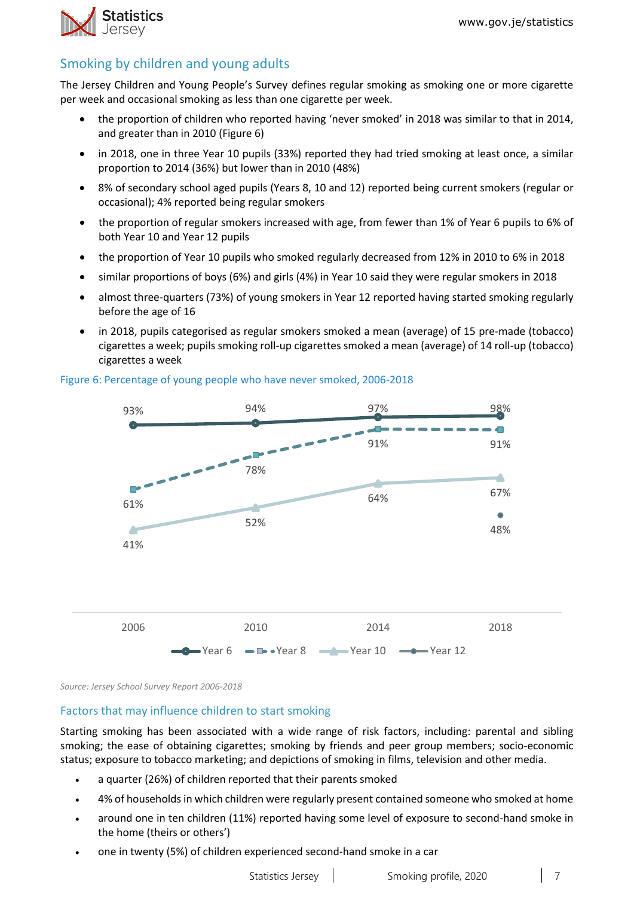## Smoking by children and young adults

The Jersey Children and Young People's Survey defines regular smoking as smoking one or more cigarette per week and occasional smoking as less than one cigarette per week.

- the proportion of children who reported having 'never smoked' in 2018 was similar to that in 2014, and greater than in 2010 (Figure 6)
- in 2018, one in three Year 10 pupils (33%) reported they had tried smoking at least once, a similar proportion to 2014 (36%) but lower than in 2010 (48%)
- 8% of secondary school aged pupils (Years 8, 10 and 12) reported being current smokers (regular or occasional); 4% reported being regular smokers
- the proportion of regular smokers increased with age, from fewer than 1% of Year 6 pupils to 6% of both Year 10 and Year 12 pupils
- the proportion of Year 10 pupils who smoked regularly decreased from 12% in 2010 to 6% in 2018
- similar proportions of boys (6%) and girls (4%) in Year 10 said they were regular smokers in 2018
- almost three-quarters (73%) of young smokers in Year 12 reported having started smoking regularly before the age of 16
- in 2018, pupils categorised as regular smokers smoked a mean (average) of 15 pre-made (tobacco) cigarettes a week; pupils smoking roll-up cigarettes smoked a mean (average) of 14 roll-up (tobacco) cigarettes a week

Figure 6: Percentage of young people who have never smoked, 2006-2018

| | 2006 | 2010 | 2014 | 2018 |
|---|---|---|---|---|
| Year 6 | 93% | 94% | 97% | 98% |
| Year 8 | 61% | 78% | 91% | 91% |
| Year 10 | 41% | 52% | 64% | 67% |
| Year 12 | | | | 48% |

*Source: Jersey School Survey Report 2006-2018*

## Factors that may influence children to start smoking

Starting smoking has been associated with a wide range of risk factors, including: parental and sibling smoking; the ease of obtaining cigarettes; smoking by friends and peer group members; socio-economic status; exposure to tobacco marketing; and depictions of smoking in films, television and other media.

- a quarter (26%) of children reported that their parents smoked
- 4% of households in which children were regularly present contained someone who smoked at home
- around one in ten children (11%) reported having some level of exposure to second-hand smoke in the home (theirs or others')
- one in twenty (5%) of children experienced second-hand smoke in a car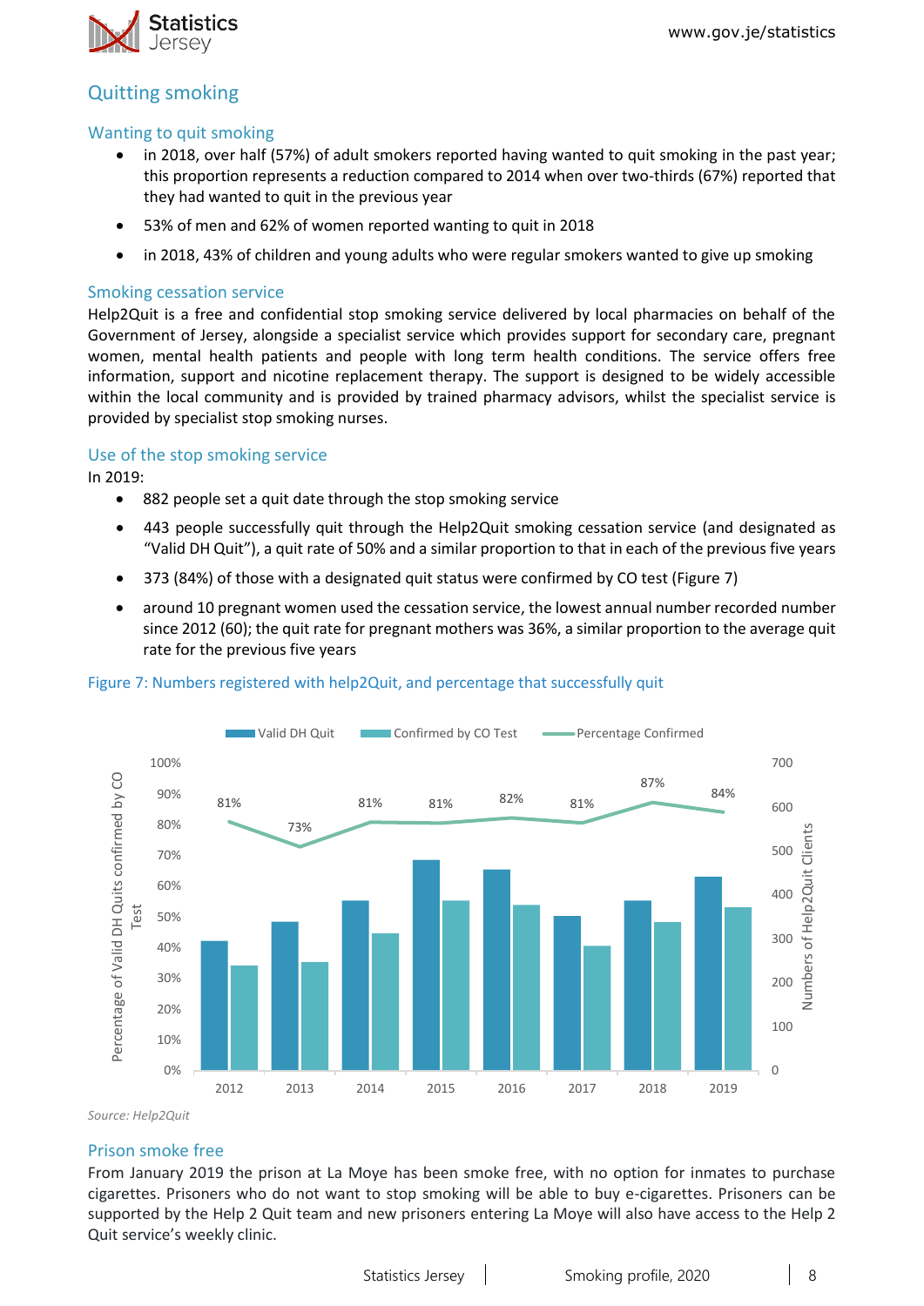## Quitting smoking

### Wanting to quit smoking

- in 2018, over half (57%) of adult smokers reported having wanted to quit smoking in the past year; this proportion represents a reduction compared to 2014 when over two-thirds (67%) reported that they had wanted to quit in the previous year
- 53% of men and 62% of women reported wanting to quit in 2018
- in 2018, 43% of children and young adults who were regular smokers wanted to give up smoking

### Smoking cessation service

Help2Quit is a free and confidential stop smoking service delivered by local pharmacies on behalf of the Government of Jersey, alongside a specialist service which provides support for secondary care, pregnant women, mental health patients and people with long term health conditions. The service offers free information, support and nicotine replacement therapy. The support is designed to be widely accessible within the local community and is provided by trained pharmacy advisors, whilst the specialist service is provided by specialist stop smoking nurses.

### Use of the stop smoking service

In 2019:

- 882 people set a quit date through the stop smoking service
- 443 people successfully quit through the Help2Quit smoking cessation service (and designated as "Valid DH Quit"), a quit rate of 50% and a similar proportion to that in each of the previous five years
- 373 (84%) of those with a designated quit status were confirmed by CO test (Figure 7)
- around 10 pregnant women used the cessation service, the lowest annual number recorded number since 2012 (60); the quit rate for pregnant mothers was 36%, a similar proportion to the average quit rate for the previous five years

Figure 7: Numbers registered with help2Quit, and percentage that successfully quit

| | 2012 | 2013 | 2014 | 2015 | 2016 | 2017 | 2018 | 2019 |
|---|---|---|---|---|---|---|---|---|
| Percentage Confirmed | 81% | 73% | 81% | 81% | 82% | 81% | 87% | 84% |

*Source: Help2Quit*

### Prison smoke free

From January 2019 the prison at La Moye has been smoke free, with no option for inmates to purchase cigarettes. Prisoners who do not want to stop smoking will be able to buy e-cigarettes. Prisoners can be supported by the Help 2 Quit team and new prisoners entering La Moye will also have access to the Help 2 Quit service's weekly clinic.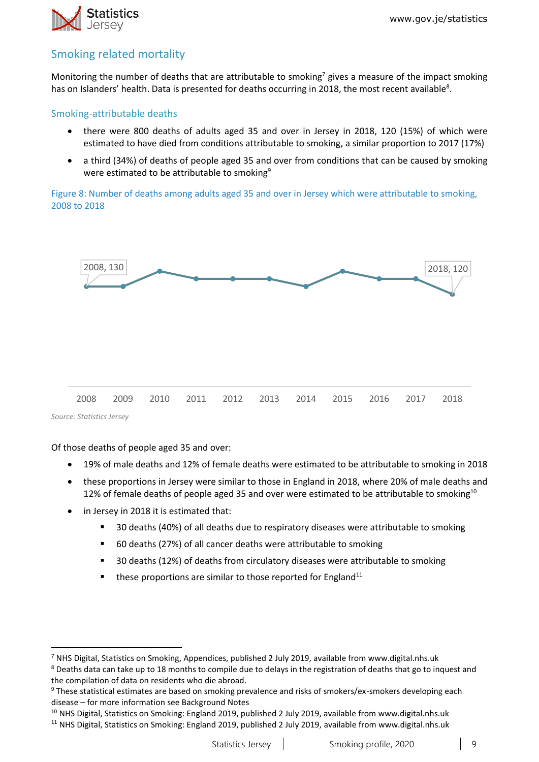## Smoking related mortality

Monitoring the number of deaths that are attributable to smoking[7] gives a measure of the impact smoking has on Islanders' health. Data is presented for deaths occurring in 2018, the most recent available[8].

### Smoking-attributable deaths

- there were 800 deaths of adults aged 35 and over in Jersey in 2018, 120 (15%) of which were estimated to have died from conditions attributable to smoking, a similar proportion to 2017 (17%)
- a third (34%) of deaths of people aged 35 and over from conditions that can be caused by smoking were estimated to be attributable to smoking[9]

Figure 8: Number of deaths among adults aged 35 and over in Jersey which were attributable to smoking, 2008 to 2018

2008, 130

2018, 120

2008 2009 2010 2011 2012 2013 2014 2015 2016 2017 2018

*Source: Statistics Jersey*

Of those deaths of people aged 35 and over:

- 19% of male deaths and 12% of female deaths were estimated to be attributable to smoking in 2018
- these proportions in Jersey were similar to those in England in 2018, where 20% of male deaths and 12% of female deaths of people aged 35 and over were estimated to be attributable to smoking[10]
- in Jersey in 2018 it is estimated that:
  - 30 deaths (40%) of all deaths due to respiratory diseases were attributable to smoking
  - 60 deaths (27%) of all cancer deaths were attributable to smoking
  - 30 deaths (12%) of deaths from circulatory diseases were attributable to smoking
  - these proportions are similar to those reported for England[11]

---

[7] NHS Digital, Statistics on Smoking, Appendices, published 2 July 2019, available from www.digital.nhs.uk

[8] Deaths data can take up to 18 months to compile due to delays in the registration of deaths that go to inquest and the compilation of data on residents who die abroad.

[9] These statistical estimates are based on smoking prevalence and risks of smokers/ex-smokers developing each disease – for more information see Background Notes

[10] NHS Digital, Statistics on Smoking: England 2019, published 2 July 2019, available from www.digital.nhs.uk

[11] NHS Digital, Statistics on Smoking: England 2019, published 2 July 2019, available from www.digital.nhs.uk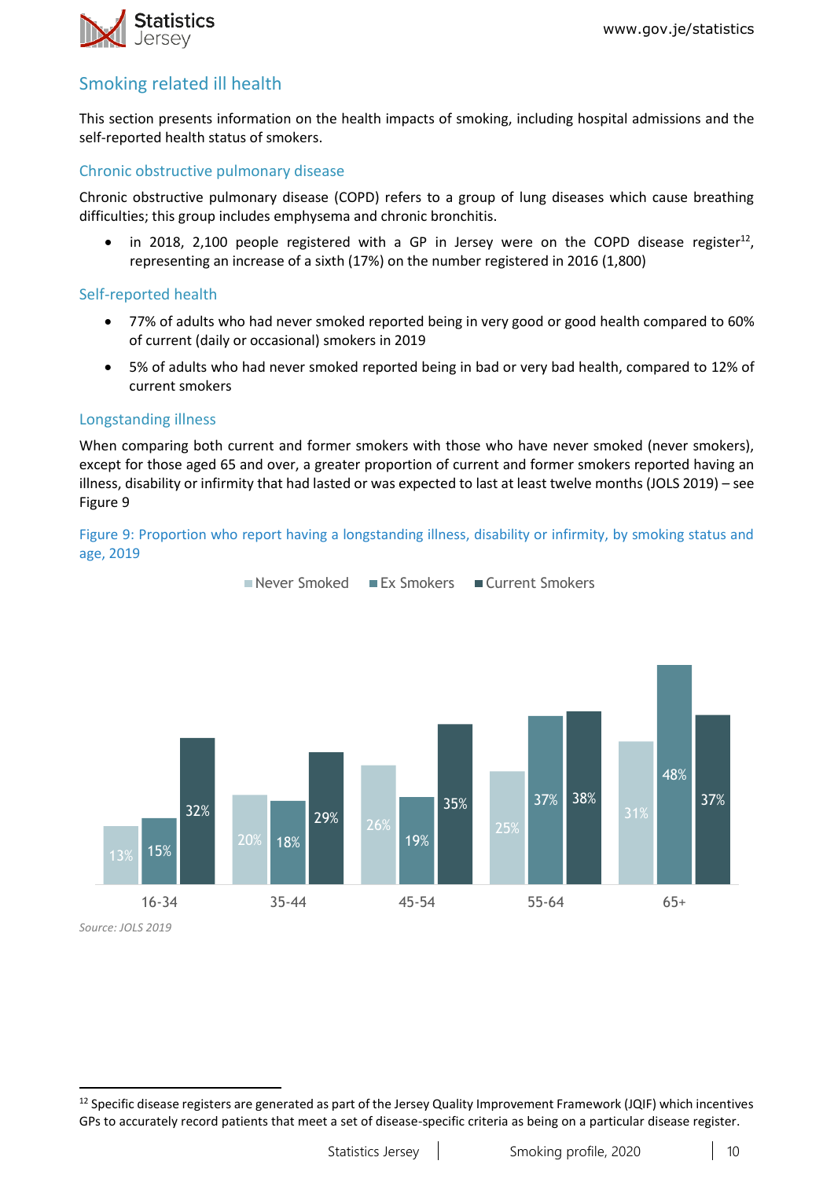## Smoking related ill health

This section presents information on the health impacts of smoking, including hospital admissions and the self-reported health status of smokers.

### Chronic obstructive pulmonary disease

Chronic obstructive pulmonary disease (COPD) refers to a group of lung diseases which cause breathing difficulties; this group includes emphysema and chronic bronchitis.

- in 2018, 2,100 people registered with a GP in Jersey were on the COPD disease register[12], representing an increase of a sixth (17%) on the number registered in 2016 (1,800)

### Self-reported health

- 77% of adults who had never smoked reported being in very good or good health compared to 60% of current (daily or occasional) smokers in 2019
- 5% of adults who had never smoked reported being in bad or very bad health, compared to 12% of current smokers

### Longstanding illness

When comparing both current and former smokers with those who have never smoked (never smokers), except for those aged 65 and over, a greater proportion of current and former smokers reported having an illness, disability or infirmity that had lasted or was expected to last at least twelve months (JOLS 2019) – see Figure 9

Figure 9: Proportion who report having a longstanding illness, disability or infirmity, by smoking status and age, 2019

| Age | Never Smoked | Ex Smokers | Current Smokers |
|---|---|---|---|
| 16-34 | 13% | 15% | 32% |
| 35-44 | 20% | 18% | 29% |
| 45-54 | 26% | 19% | 35% |
| 55-64 | 25% | 37% | 38% |
| 65+ | 31% | 48% | 37% |

*Source: JOLS 2019*

[12] Specific disease registers are generated as part of the Jersey Quality Improvement Framework (JQIF) which incentives GPs to accurately record patients that meet a set of disease-specific criteria as being on a particular disease register.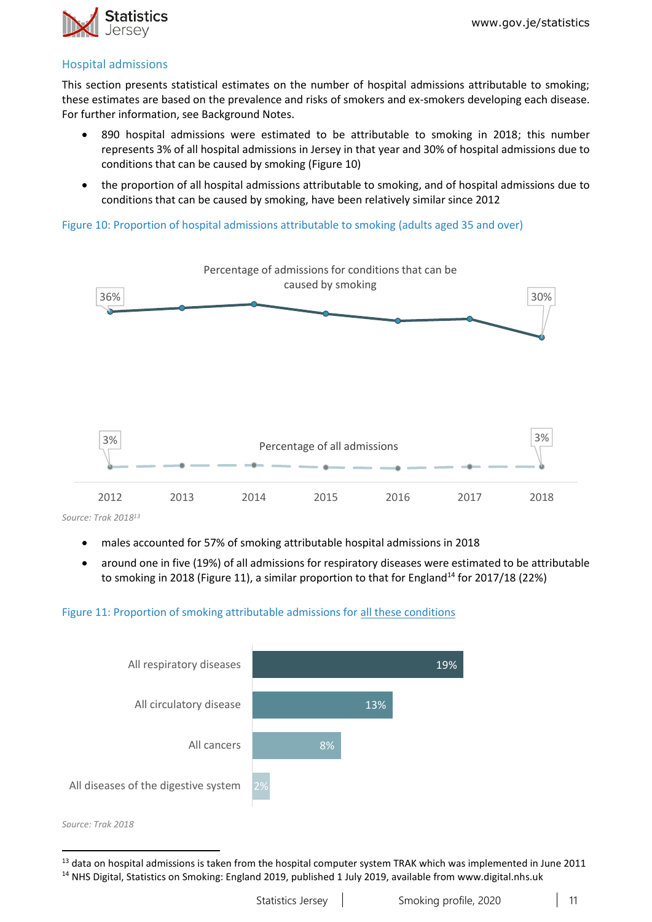## Hospital admissions

This section presents statistical estimates on the number of hospital admissions attributable to smoking; these estimates are based on the prevalence and risks of smokers and ex-smokers developing each disease. For further information, see Background Notes.

- 890 hospital admissions were estimated to be attributable to smoking in 2018; this number represents 3% of all hospital admissions in Jersey in that year and 30% of hospital admissions due to conditions that can be caused by smoking (Figure 10)
- the proportion of all hospital admissions attributable to smoking, and of hospital admissions due to conditions that can be caused by smoking, have been relatively similar since 2012

Figure 10: Proportion of hospital admissions attributable to smoking (adults aged 35 and over)

Percentage of admissions for conditions that can be caused by smoking: 36% (2012), 30% (2018)

Percentage of all admissions: 3% (2012), 3% (2018)

2012 2013 2014 2015 2016 2017 2018

*Source: Trak 2018[13]*

- males accounted for 57% of smoking attributable hospital admissions in 2018
- around one in five (19%) of all admissions for respiratory diseases were estimated to be attributable to smoking in 2018 (Figure 11), a similar proportion to that for England[14] for 2017/18 (22%)

Figure 11: Proportion of smoking attributable admissions for all these conditions

| Condition | Proportion |
|---|---|
| All respiratory diseases | 19% |
| All circulatory disease | 13% |
| All cancers | 8% |
| All diseases of the digestive system | 2% |

*Source: Trak 2018*

[13] data on hospital admissions is taken from the hospital computer system TRAK which was implemented in June 2011

[14] NHS Digital, Statistics on Smoking: England 2019, published 1 July 2019, available from www.digital.nhs.uk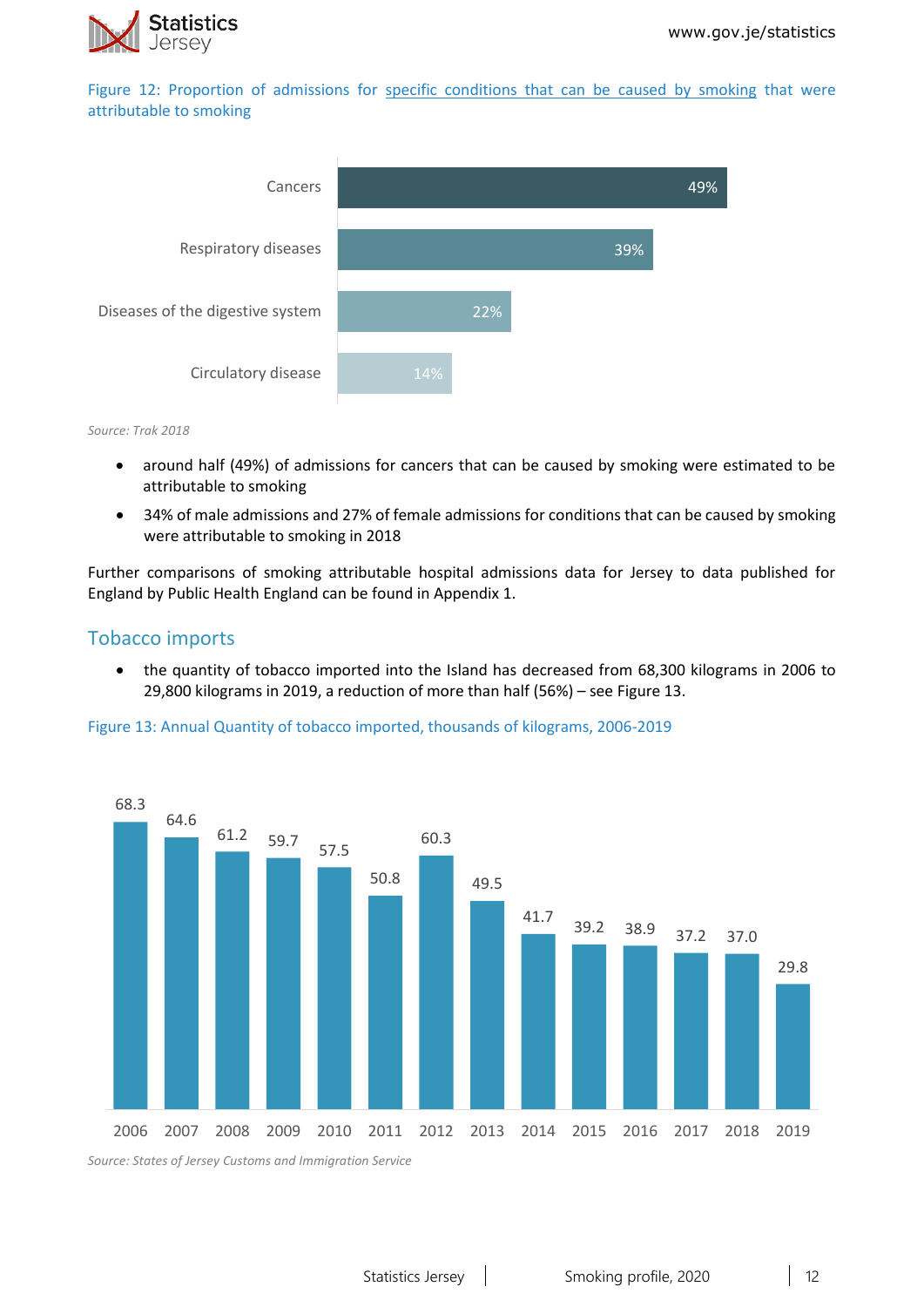Figure 12: Proportion of admissions for specific conditions that can be caused by smoking that were attributable to smoking

| Condition | Proportion |
|---|---|
| Cancers | 49% |
| Respiratory diseases | 39% |
| Diseases of the digestive system | 22% |
| Circulatory disease | 14% |

*Source: Trak 2018*

- around half (49%) of admissions for cancers that can be caused by smoking were estimated to be attributable to smoking
- 34% of male admissions and 27% of female admissions for conditions that can be caused by smoking were attributable to smoking in 2018

Further comparisons of smoking attributable hospital admissions data for Jersey to data published for England by Public Health England can be found in Appendix 1.

## Tobacco imports

- the quantity of tobacco imported into the Island has decreased from 68,300 kilograms in 2006 to 29,800 kilograms in 2019, a reduction of more than half (56%) – see Figure 13.

Figure 13: Annual Quantity of tobacco imported, thousands of kilograms, 2006-2019

| Year | 2006 | 2007 | 2008 | 2009 | 2010 | 2011 | 2012 | 2013 | 2014 | 2015 | 2016 | 2017 | 2018 | 2019 |
|---|---|---|---|---|---|---|---|---|---|---|---|---|---|---|
| Thousands of kg | 68.3 | 64.6 | 61.2 | 59.7 | 57.5 | 50.8 | 60.3 | 49.5 | 41.7 | 39.2 | 38.9 | 37.2 | 37.0 | 29.8 |

*Source: States of Jersey Customs and Immigration Service*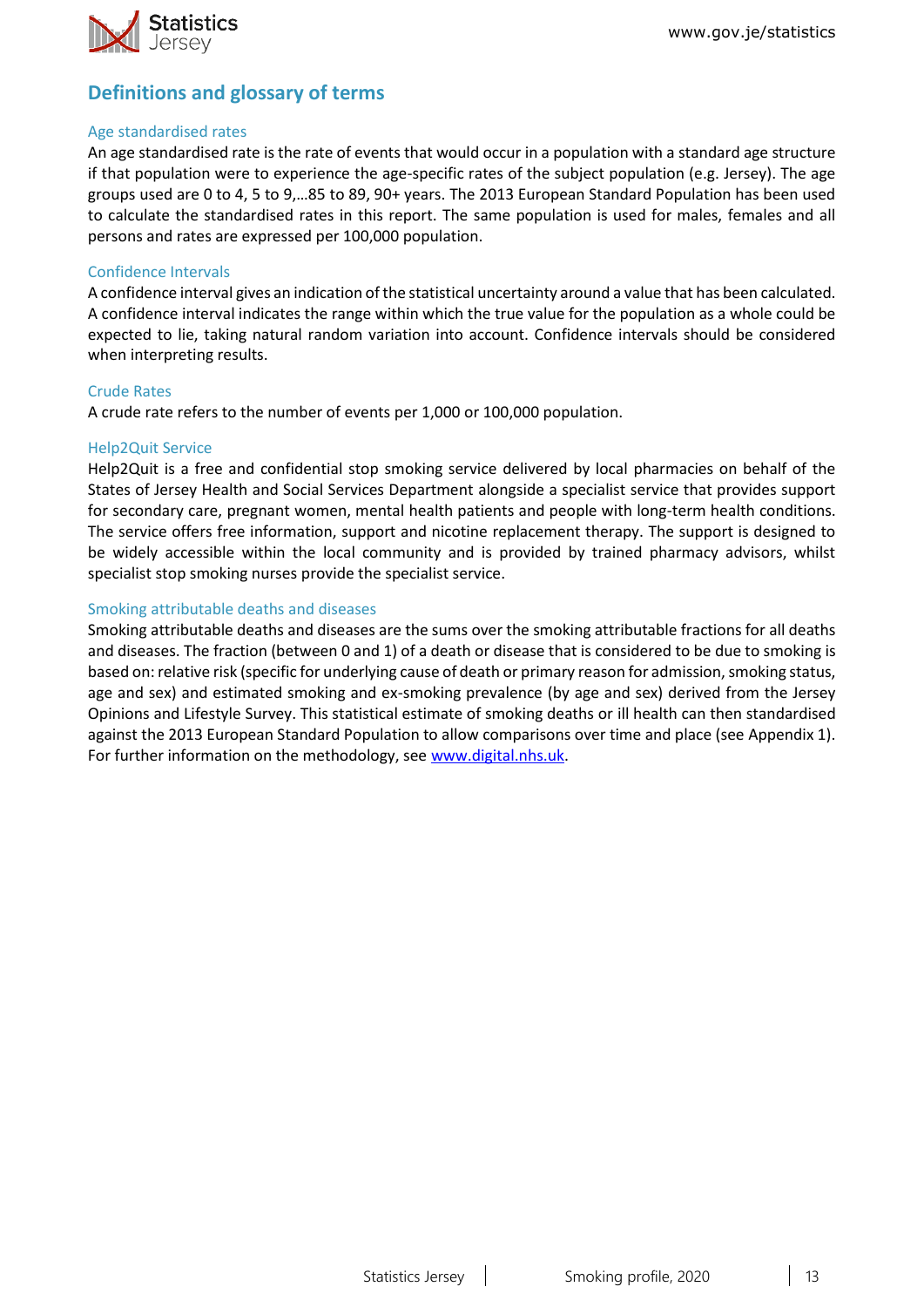## Definitions and glossary of terms

### Age standardised rates

An age standardised rate is the rate of events that would occur in a population with a standard age structure if that population were to experience the age-specific rates of the subject population (e.g. Jersey). The age groups used are 0 to 4, 5 to 9,…85 to 89, 90+ years. The 2013 European Standard Population has been used to calculate the standardised rates in this report. The same population is used for males, females and all persons and rates are expressed per 100,000 population.

### Confidence Intervals

A confidence interval gives an indication of the statistical uncertainty around a value that has been calculated. A confidence interval indicates the range within which the true value for the population as a whole could be expected to lie, taking natural random variation into account. Confidence intervals should be considered when interpreting results.

### Crude Rates

A crude rate refers to the number of events per 1,000 or 100,000 population.

### Help2Quit Service

Help2Quit is a free and confidential stop smoking service delivered by local pharmacies on behalf of the States of Jersey Health and Social Services Department alongside a specialist service that provides support for secondary care, pregnant women, mental health patients and people with long-term health conditions. The service offers free information, support and nicotine replacement therapy. The support is designed to be widely accessible within the local community and is provided by trained pharmacy advisors, whilst specialist stop smoking nurses provide the specialist service.

### Smoking attributable deaths and diseases

Smoking attributable deaths and diseases are the sums over the smoking attributable fractions for all deaths and diseases. The fraction (between 0 and 1) of a death or disease that is considered to be due to smoking is based on: relative risk (specific for underlying cause of death or primary reason for admission, smoking status, age and sex) and estimated smoking and ex-smoking prevalence (by age and sex) derived from the Jersey Opinions and Lifestyle Survey. This statistical estimate of smoking deaths or ill health can then standardised against the 2013 European Standard Population to allow comparisons over time and place (see Appendix 1). For further information on the methodology, see [www.digital.nhs.uk](www.digital.nhs.uk).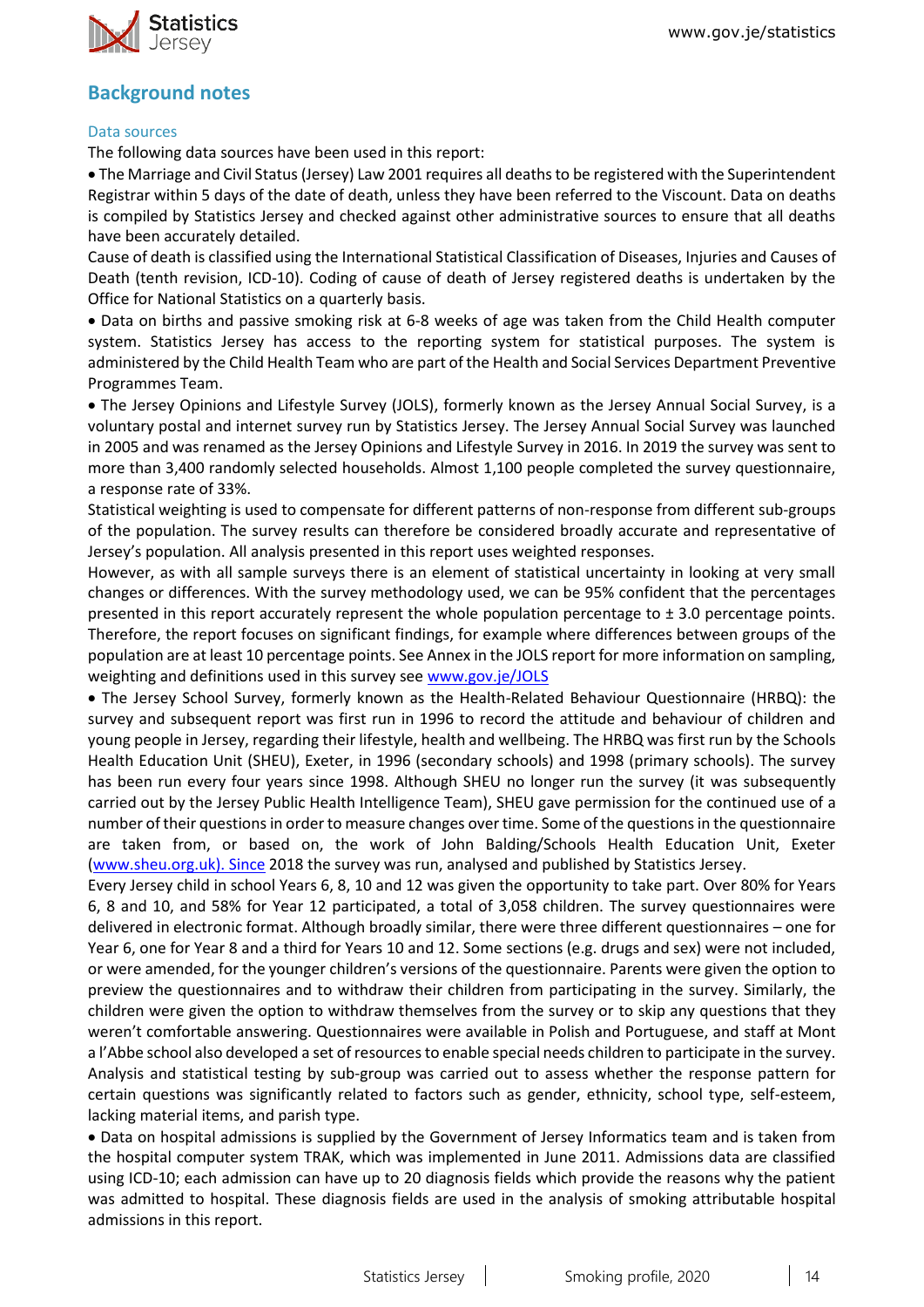## Background notes

### Data sources

The following data sources have been used in this report:

- The Marriage and Civil Status (Jersey) Law 2001 requires all deaths to be registered with the Superintendent Registrar within 5 days of the date of death, unless they have been referred to the Viscount. Data on deaths is compiled by Statistics Jersey and checked against other administrative sources to ensure that all deaths have been accurately detailed.

Cause of death is classified using the International Statistical Classification of Diseases, Injuries and Causes of Death (tenth revision, ICD-10). Coding of cause of death of Jersey registered deaths is undertaken by the Office for National Statistics on a quarterly basis.

- Data on births and passive smoking risk at 6-8 weeks of age was taken from the Child Health computer system. Statistics Jersey has access to the reporting system for statistical purposes. The system is administered by the Child Health Team who are part of the Health and Social Services Department Preventive Programmes Team.

- The Jersey Opinions and Lifestyle Survey (JOLS), formerly known as the Jersey Annual Social Survey, is a voluntary postal and internet survey run by Statistics Jersey. The Jersey Annual Social Survey was launched in 2005 and was renamed as the Jersey Opinions and Lifestyle Survey in 2016. In 2019 the survey was sent to more than 3,400 randomly selected households. Almost 1,100 people completed the survey questionnaire, a response rate of 33%.

Statistical weighting is used to compensate for different patterns of non-response from different sub-groups of the population. The survey results can therefore be considered broadly accurate and representative of Jersey's population. All analysis presented in this report uses weighted responses.

However, as with all sample surveys there is an element of statistical uncertainty in looking at very small changes or differences. With the survey methodology used, we can be 95% confident that the percentages presented in this report accurately represent the whole population percentage to ± 3.0 percentage points. Therefore, the report focuses on significant findings, for example where differences between groups of the population are at least 10 percentage points. See Annex in the JOLS report for more information on sampling, weighting and definitions used in this survey see [www.gov.je/JOLS](www.gov.je/JOLS)

- The Jersey School Survey, formerly known as the Health-Related Behaviour Questionnaire (HRBQ): the survey and subsequent report was first run in 1996 to record the attitude and behaviour of children and young people in Jersey, regarding their lifestyle, health and wellbeing. The HRBQ was first run by the Schools Health Education Unit (SHEU), Exeter, in 1996 (secondary schools) and 1998 (primary schools). The survey has been run every four years since 1998. Although SHEU no longer run the survey (it was subsequently carried out by the Jersey Public Health Intelligence Team), SHEU gave permission for the continued use of a number of their questions in order to measure changes over time. Some of the questions in the questionnaire are taken from, or based on, the work of John Balding/Schools Health Education Unit, Exeter ([www.sheu.org.uk](www.sheu.org.uk)). Since 2018 the survey was run, analysed and published by Statistics Jersey.

Every Jersey child in school Years 6, 8, 10 and 12 was given the opportunity to take part. Over 80% for Years 6, 8 and 10, and 58% for Year 12 participated, a total of 3,058 children. The survey questionnaires were delivered in electronic format. Although broadly similar, there were three different questionnaires – one for Year 6, one for Year 8 and a third for Years 10 and 12. Some sections (e.g. drugs and sex) were not included, or were amended, for the younger children's versions of the questionnaire. Parents were given the option to preview the questionnaires and to withdraw their children from participating in the survey. Similarly, the children were given the option to withdraw themselves from the survey or to skip any questions that they weren't comfortable answering. Questionnaires were available in Polish and Portuguese, and staff at Mont a l'Abbe school also developed a set of resources to enable special needs children to participate in the survey. Analysis and statistical testing by sub-group was carried out to assess whether the response pattern for certain questions was significantly related to factors such as gender, ethnicity, school type, self-esteem, lacking material items, and parish type.

- Data on hospital admissions is supplied by the Government of Jersey Informatics team and is taken from the hospital computer system TRAK, which was implemented in June 2011. Admissions data are classified using ICD-10; each admission can have up to 20 diagnosis fields which provide the reasons why the patient was admitted to hospital. These diagnosis fields are used in the analysis of smoking attributable hospital admissions in this report.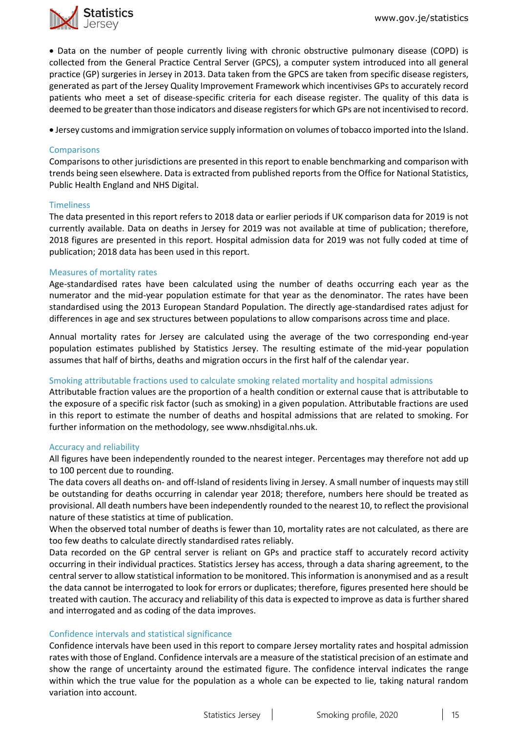- Data on the number of people currently living with chronic obstructive pulmonary disease (COPD) is collected from the General Practice Central Server (GPCS), a computer system introduced into all general practice (GP) surgeries in Jersey in 2013. Data taken from the GPCS are taken from specific disease registers, generated as part of the Jersey Quality Improvement Framework which incentivises GPs to accurately record patients who meet a set of disease-specific criteria for each disease register. The quality of this data is deemed to be greater than those indicators and disease registers for which GPs are not incentivised to record.
- Jersey customs and immigration service supply information on volumes of tobacco imported into the Island.

### Comparisons

Comparisons to other jurisdictions are presented in this report to enable benchmarking and comparison with trends being seen elsewhere. Data is extracted from published reports from the Office for National Statistics, Public Health England and NHS Digital.

### Timeliness

The data presented in this report refers to 2018 data or earlier periods if UK comparison data for 2019 is not currently available. Data on deaths in Jersey for 2019 was not available at time of publication; therefore, 2018 figures are presented in this report. Hospital admission data for 2019 was not fully coded at time of publication; 2018 data has been used in this report.

### Measures of mortality rates

Age-standardised rates have been calculated using the number of deaths occurring each year as the numerator and the mid-year population estimate for that year as the denominator. The rates have been standardised using the 2013 European Standard Population. The directly age-standardised rates adjust for differences in age and sex structures between populations to allow comparisons across time and place.

Annual mortality rates for Jersey are calculated using the average of the two corresponding end-year population estimates published by Statistics Jersey. The resulting estimate of the mid-year population assumes that half of births, deaths and migration occurs in the first half of the calendar year.

### Smoking attributable fractions used to calculate smoking related mortality and hospital admissions

Attributable fraction values are the proportion of a health condition or external cause that is attributable to the exposure of a specific risk factor (such as smoking) in a given population. Attributable fractions are used in this report to estimate the number of deaths and hospital admissions that are related to smoking. For further information on the methodology, see www.nhsdigital.nhs.uk.

### Accuracy and reliability

All figures have been independently rounded to the nearest integer. Percentages may therefore not add up to 100 percent due to rounding.

The data covers all deaths on- and off-Island of residents living in Jersey. A small number of inquests may still be outstanding for deaths occurring in calendar year 2018; therefore, numbers here should be treated as provisional. All death numbers have been independently rounded to the nearest 10, to reflect the provisional nature of these statistics at time of publication.

When the observed total number of deaths is fewer than 10, mortality rates are not calculated, as there are too few deaths to calculate directly standardised rates reliably.

Data recorded on the GP central server is reliant on GPs and practice staff to accurately record activity occurring in their individual practices. Statistics Jersey has access, through a data sharing agreement, to the central server to allow statistical information to be monitored. This information is anonymised and as a result the data cannot be interrogated to look for errors or duplicates; therefore, figures presented here should be treated with caution. The accuracy and reliability of this data is expected to improve as data is further shared and interrogated and as coding of the data improves.

### Confidence intervals and statistical significance

Confidence intervals have been used in this report to compare Jersey mortality rates and hospital admission rates with those of England. Confidence intervals are a measure of the statistical precision of an estimate and show the range of uncertainty around the estimated figure. The confidence interval indicates the range within which the true value for the population as a whole can be expected to lie, taking natural random variation into account.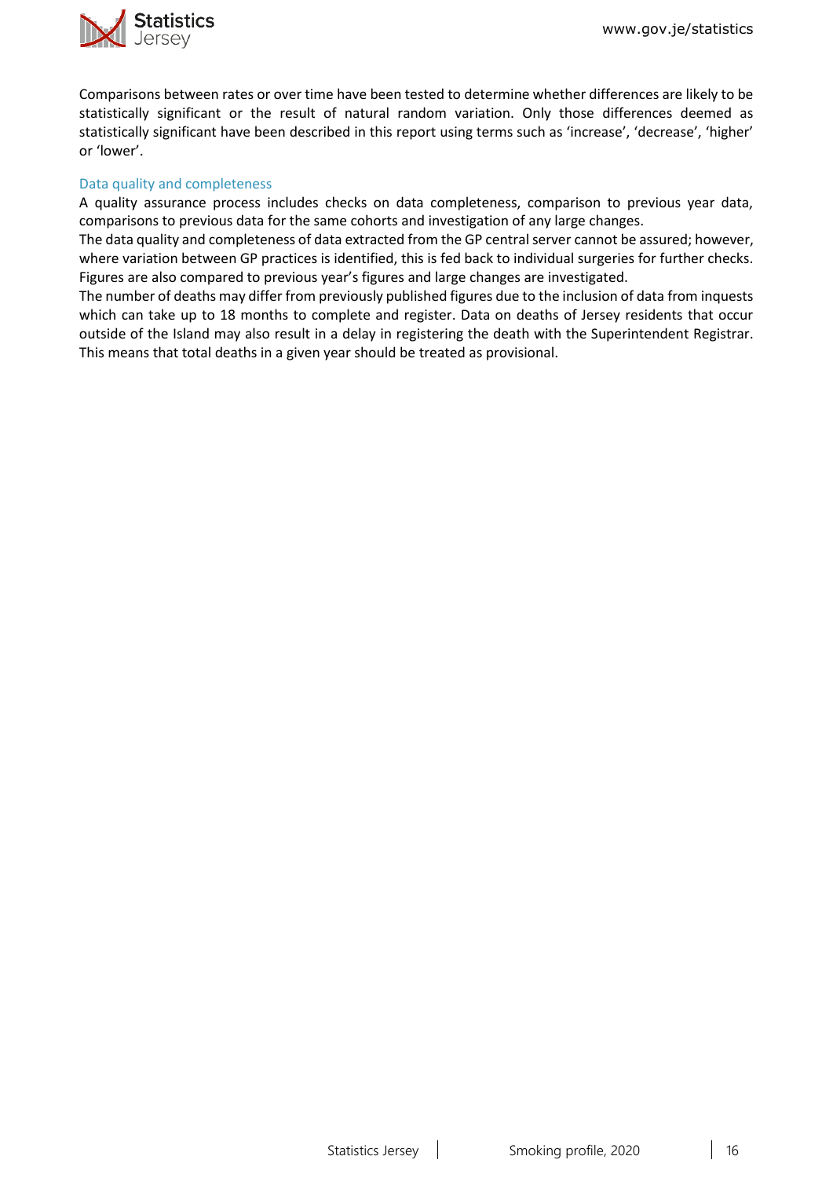Comparisons between rates or over time have been tested to determine whether differences are likely to be statistically significant or the result of natural random variation. Only those differences deemed as statistically significant have been described in this report using terms such as 'increase', 'decrease', 'higher' or 'lower'.

### Data quality and completeness

A quality assurance process includes checks on data completeness, comparison to previous year data, comparisons to previous data for the same cohorts and investigation of any large changes.

The data quality and completeness of data extracted from the GP central server cannot be assured; however, where variation between GP practices is identified, this is fed back to individual surgeries for further checks. Figures are also compared to previous year's figures and large changes are investigated.

The number of deaths may differ from previously published figures due to the inclusion of data from inquests which can take up to 18 months to complete and register. Data on deaths of Jersey residents that occur outside of the Island may also result in a delay in registering the death with the Superintendent Registrar. This means that total deaths in a given year should be treated as provisional.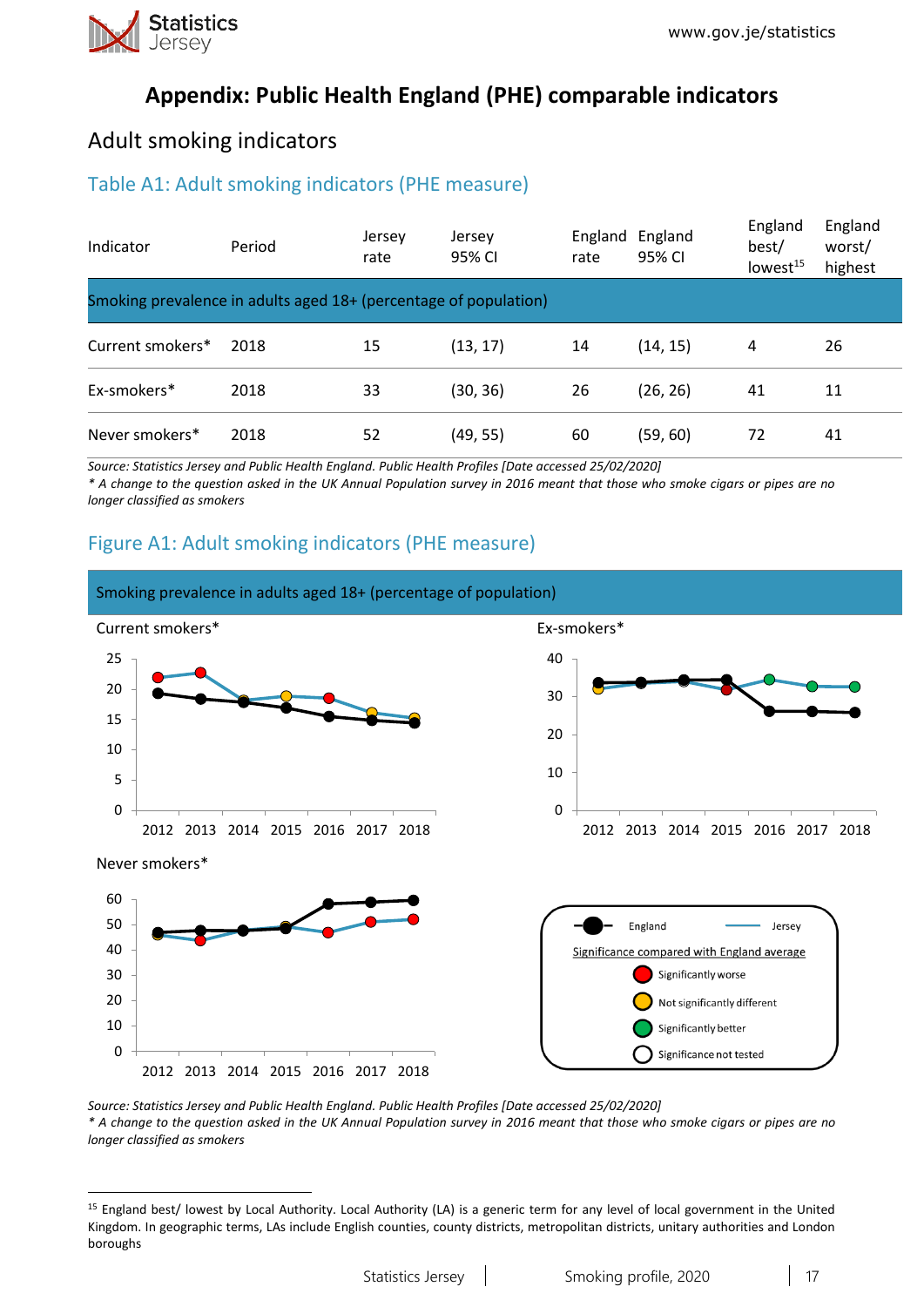# Appendix: Public Health England (PHE) comparable indicators

## Adult smoking indicators

### Table A1: Adult smoking indicators (PHE measure)

| Indicator | Period | Jersey rate | Jersey 95% CI | England rate | England 95% CI | England best/ lowest[15] | England worst/ highest |
|---|---|---|---|---|---|---|---|
| Smoking prevalence in adults aged 18+ (percentage of population) | | | | | | | |
| Current smokers* | 2018 | 15 | (13, 17) | 14 | (14, 15) | 4 | 26 |
| Ex-smokers* | 2018 | 33 | (30, 36) | 26 | (26, 26) | 41 | 11 |
| Never smokers* | 2018 | 52 | (49, 55) | 60 | (59, 60) | 72 | 41 |

*Source: Statistics Jersey and Public Health England. Public Health Profiles [Date accessed 25/02/2020]*
*\* A change to the question asked in the UK Annual Population survey in 2016 meant that those who smoke cigars or pipes are no longer classified as smokers*

### Figure A1: Adult smoking indicators (PHE measure)

Smoking prevalence in adults aged 18+ (percentage of population)

Current smokers*

Ex-smokers*

Never smokers*

England — Jersey

Significance compared with England average: Significantly worse; Not significantly different; Significantly better; Significance not tested

*Source: Statistics Jersey and Public Health England. Public Health Profiles [Date accessed 25/02/2020]*
*\* A change to the question asked in the UK Annual Population survey in 2016 meant that those who smoke cigars or pipes are no longer classified as smokers*

---

[15] England best/ lowest by Local Authority. Local Authority (LA) is a generic term for any level of local government in the United Kingdom. In geographic terms, LAs include English counties, county districts, metropolitan districts, unitary authorities and London boroughs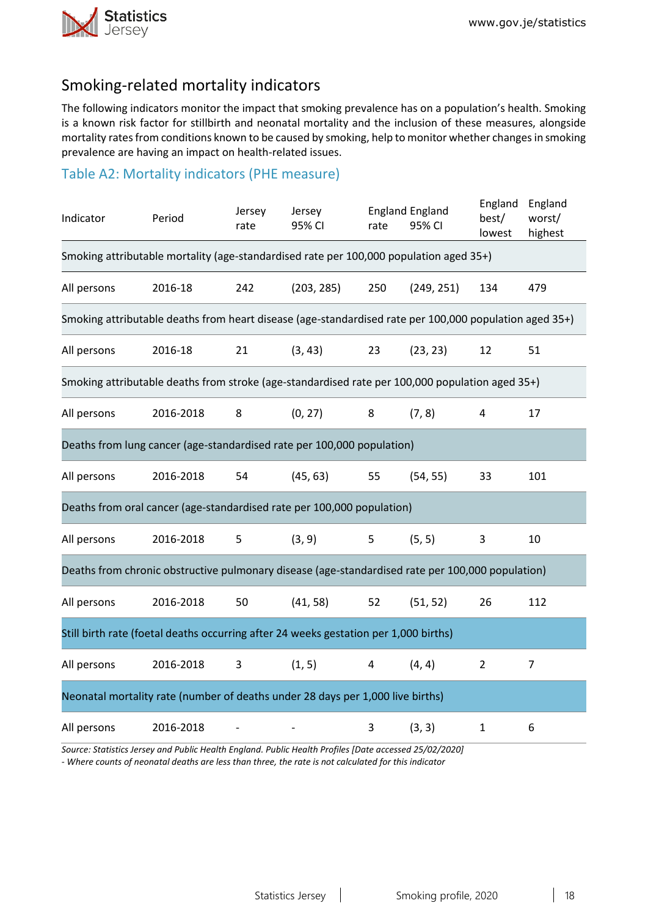## Smoking-related mortality indicators

The following indicators monitor the impact that smoking prevalence has on a population's health. Smoking is a known risk factor for stillbirth and neonatal mortality and the inclusion of these measures, alongside mortality rates from conditions known to be caused by smoking, help to monitor whether changes in smoking prevalence are having an impact on health-related issues.

### Table A2: Mortality indicators (PHE measure)

| Indicator | Period | Jersey rate | Jersey 95% CI | England rate | England 95% CI | England best/ lowest | England worst/ highest |
|---|---|---|---|---|---|---|---|
| Smoking attributable mortality (age-standardised rate per 100,000 population aged 35+) | | | | | | | |
| All persons | 2016-18 | 242 | (203, 285) | 250 | (249, 251) | 134 | 479 |
| Smoking attributable deaths from heart disease (age-standardised rate per 100,000 population aged 35+) | | | | | | | |
| All persons | 2016-18 | 21 | (3, 43) | 23 | (23, 23) | 12 | 51 |
| Smoking attributable deaths from stroke (age-standardised rate per 100,000 population aged 35+) | | | | | | | |
| All persons | 2016-2018 | 8 | (0, 27) | 8 | (7, 8) | 4 | 17 |
| Deaths from lung cancer (age-standardised rate per 100,000 population) | | | | | | | |
| All persons | 2016-2018 | 54 | (45, 63) | 55 | (54, 55) | 33 | 101 |
| Deaths from oral cancer (age-standardised rate per 100,000 population) | | | | | | | |
| All persons | 2016-2018 | 5 | (3, 9) | 5 | (5, 5) | 3 | 10 |
| Deaths from chronic obstructive pulmonary disease (age-standardised rate per 100,000 population) | | | | | | | |
| All persons | 2016-2018 | 50 | (41, 58) | 52 | (51, 52) | 26 | 112 |
| Still birth rate (foetal deaths occurring after 24 weeks gestation per 1,000 births) | | | | | | | |
| All persons | 2016-2018 | 3 | (1, 5) | 4 | (4, 4) | 2 | 7 |
| Neonatal mortality rate (number of deaths under 28 days per 1,000 live births) | | | | | | | |
| All persons | 2016-2018 | - | - | 3 | (3, 3) | 1 | 6 |

*Source: Statistics Jersey and Public Health England. Public Health Profiles [Date accessed 25/02/2020]*

*- Where counts of neonatal deaths are less than three, the rate is not calculated for this indicator*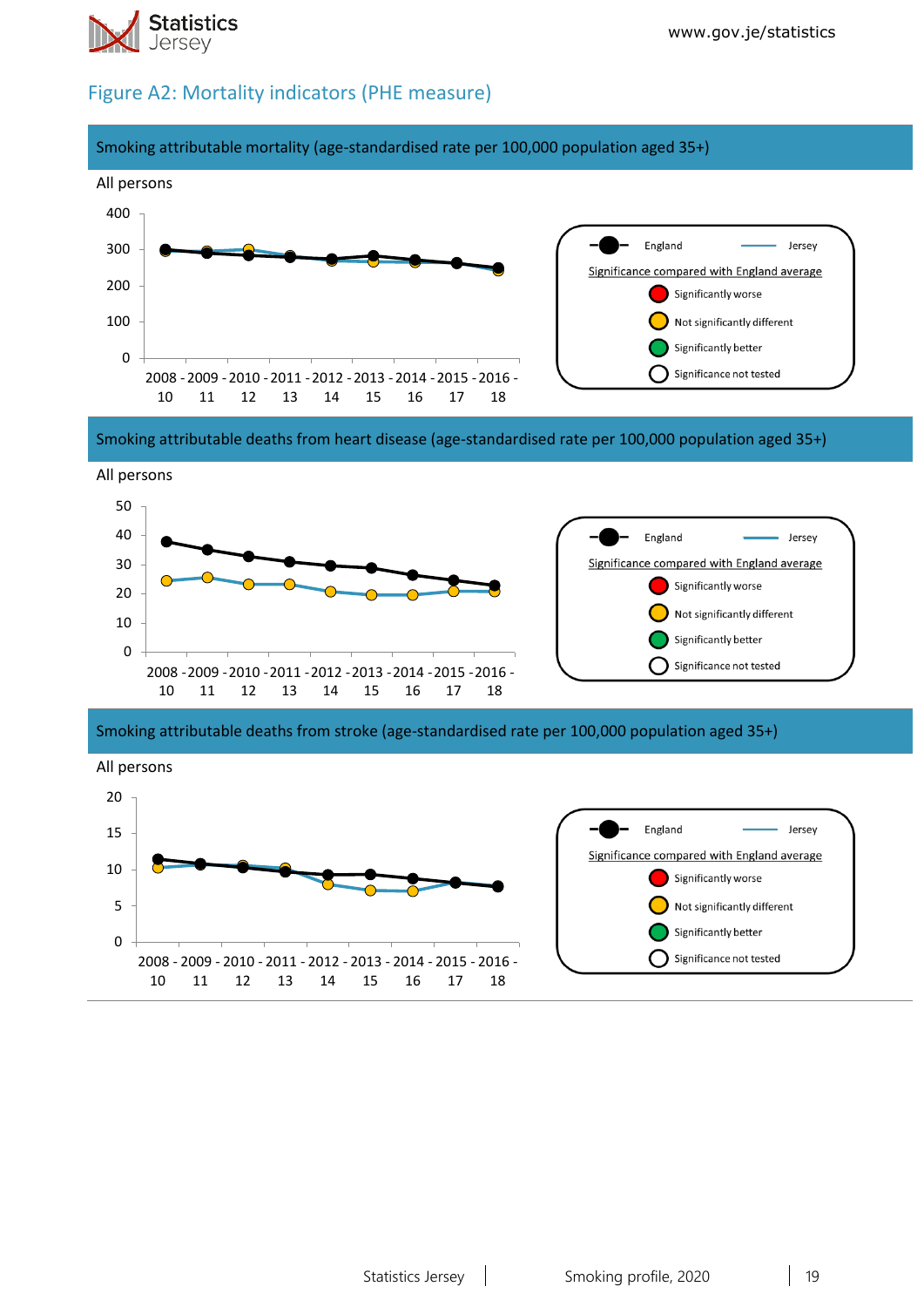## Figure A2: Mortality indicators (PHE measure)

### Smoking attributable mortality (age-standardised rate per 100,000 population aged 35+)

All persons

England | Jersey

Significance compared with England average
- Significantly worse
- Not significantly different
- Significantly better
- Significance not tested

### Smoking attributable deaths from heart disease (age-standardised rate per 100,000 population aged 35+)

All persons

England | Jersey

Significance compared with England average
- Significantly worse
- Not significantly different
- Significantly better
- Significance not tested

### Smoking attributable deaths from stroke (age-standardised rate per 100,000 population aged 35+)

All persons

England | Jersey

Significance compared with England average
- Significantly worse
- Not significantly different
- Significantly better
- Significance not tested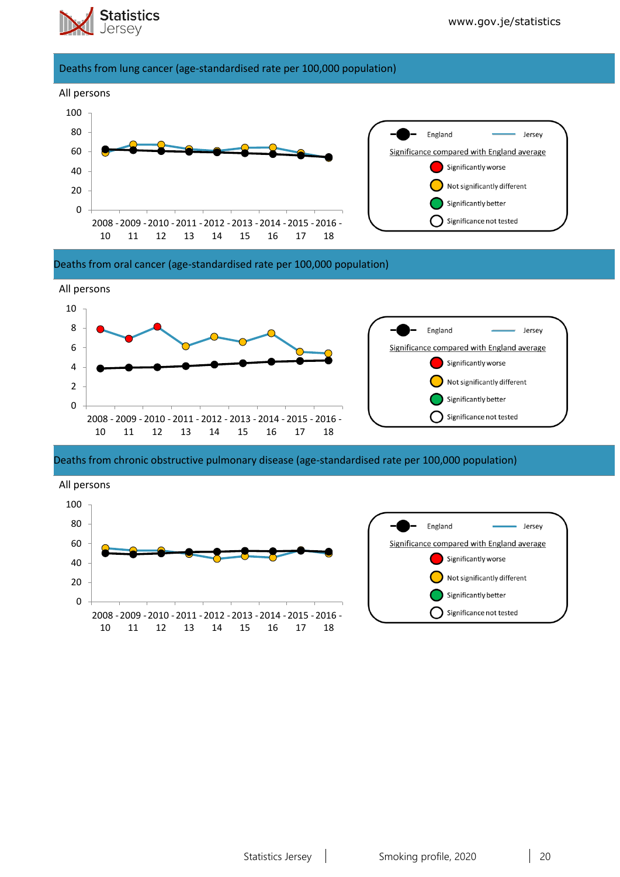## Deaths from lung cancer (age-standardised rate per 100,000 population)

All persons

100
80
60
40
20
0

2008 - 10, 2009 - 11, 2010 - 12, 2011 - 13, 2012 - 14, 2013 - 15, 2014 - 16, 2015 - 17, 2016 - 18

England — Jersey

Significance compared with England average

- Significantly worse
- Not significantly different
- Significantly better
- Significance not tested

## Deaths from oral cancer (age-standardised rate per 100,000 population)

All persons

10
8
6
4
2
0

2008 - 10, 2009 - 11, 2010 - 12, 2011 - 13, 2012 - 14, 2013 - 15, 2014 - 16, 2015 - 17, 2016 - 18

England — Jersey

Significance compared with England average

- Significantly worse
- Not significantly different
- Significantly better
- Significance not tested

## Deaths from chronic obstructive pulmonary disease (age-standardised rate per 100,000 population)

All persons

100
80
60
40
20
0

2008 - 10, 2009 - 11, 2010 - 12, 2011 - 13, 2012 - 14, 2013 - 15, 2014 - 16, 2015 - 17, 2016 - 18

England — Jersey

Significance compared with England average

- Significantly worse
- Not significantly different
- Significantly better
- Significance not tested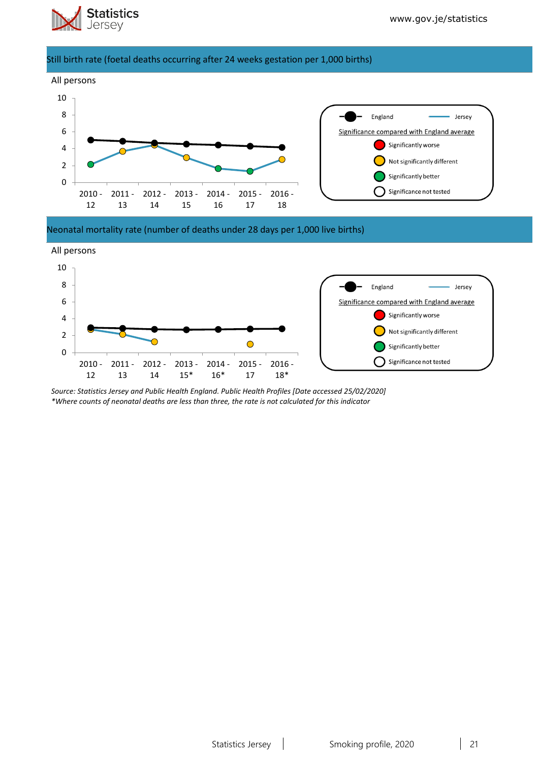## Still birth rate (foetal deaths occurring after 24 weeks gestation per 1,000 births)

All persons

| | 2010 - 12 | 2011 - 13 | 2012 - 14 | 2013 - 15 | 2014 - 16 | 2015 - 17 | 2016 - 18 |
|---|---|---|---|---|---|---|---|

England / Jersey

Significance compared with England average
- Significantly worse
- Not significantly different
- Significantly better
- Significance not tested

## Neonatal mortality rate (number of deaths under 28 days per 1,000 live births)

All persons

| | 2010 - 12 | 2011 - 13 | 2012 - 14 | 2013 - 15* | 2014 - 16* | 2015 - 17 | 2016 - 18* |
|---|---|---|---|---|---|---|---|

England / Jersey

Significance compared with England average
- Significantly worse
- Not significantly different
- Significantly better
- Significance not tested

*Source: Statistics Jersey and Public Health England. Public Health Profiles [Date accessed 25/02/2020]*
*\*Where counts of neonatal deaths are less than three, the rate is not calculated for this indicator*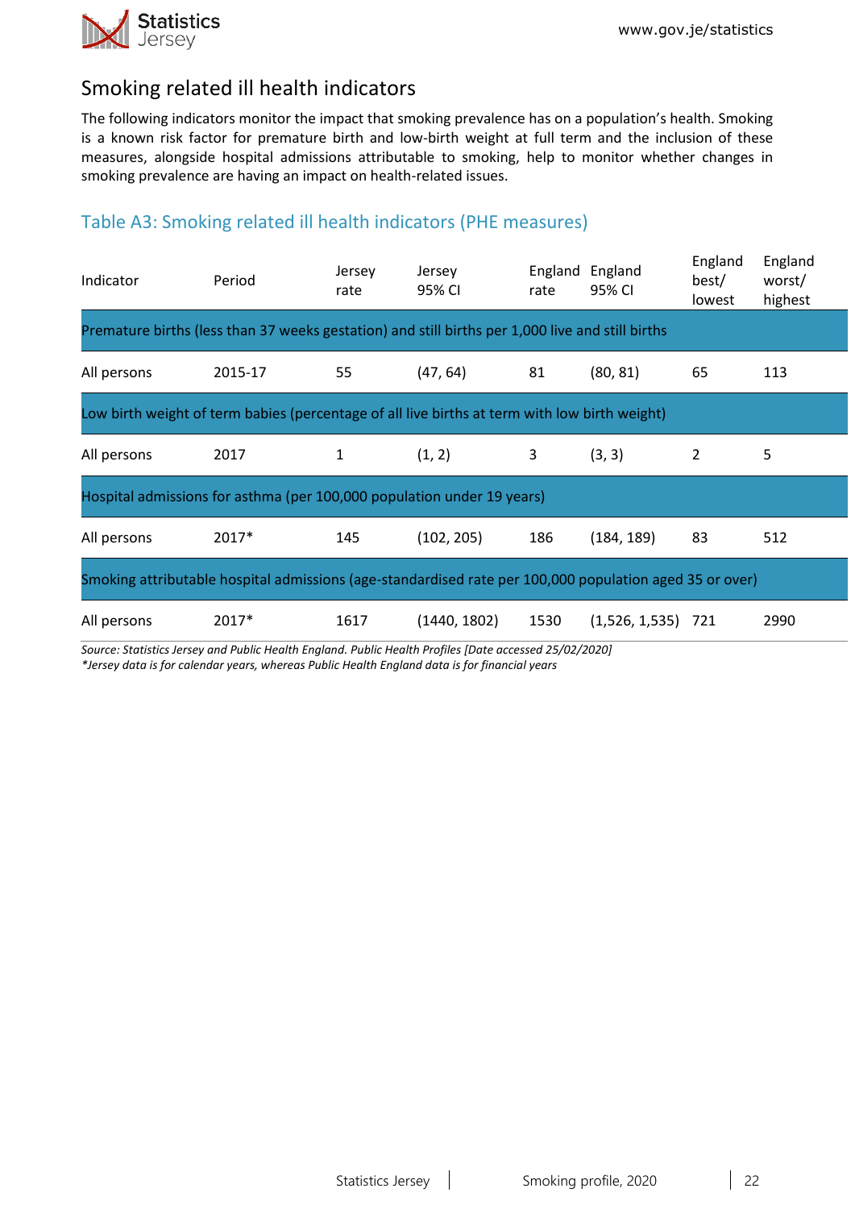## Smoking related ill health indicators

The following indicators monitor the impact that smoking prevalence has on a population's health. Smoking is a known risk factor for premature birth and low-birth weight at full term and the inclusion of these measures, alongside hospital admissions attributable to smoking, help to monitor whether changes in smoking prevalence are having an impact on health-related issues.

### Table A3: Smoking related ill health indicators (PHE measures)

| Indicator | Period | Jersey rate | Jersey 95% CI | England rate | England 95% CI | England best/ lowest | England worst/ highest |
|---|---|---|---|---|---|---|---|
| Premature births (less than 37 weeks gestation) and still births per 1,000 live and still births | | | | | | | |
| All persons | 2015-17 | 55 | (47, 64) | 81 | (80, 81) | 65 | 113 |
| Low birth weight of term babies (percentage of all live births at term with low birth weight) | | | | | | | |
| All persons | 2017 | 1 | (1, 2) | 3 | (3, 3) | 2 | 5 |
| Hospital admissions for asthma (per 100,000 population under 19 years) | | | | | | | |
| All persons | 2017* | 145 | (102, 205) | 186 | (184, 189) | 83 | 512 |
| Smoking attributable hospital admissions (age-standardised rate per 100,000 population aged 35 or over) | | | | | | | |
| All persons | 2017* | 1617 | (1440, 1802) | 1530 | (1,526, 1,535) | 721 | 2990 |

*Source: Statistics Jersey and Public Health England. Public Health Profiles [Date accessed 25/02/2020]*
**Jersey data is for calendar years, whereas Public Health England data is for financial years*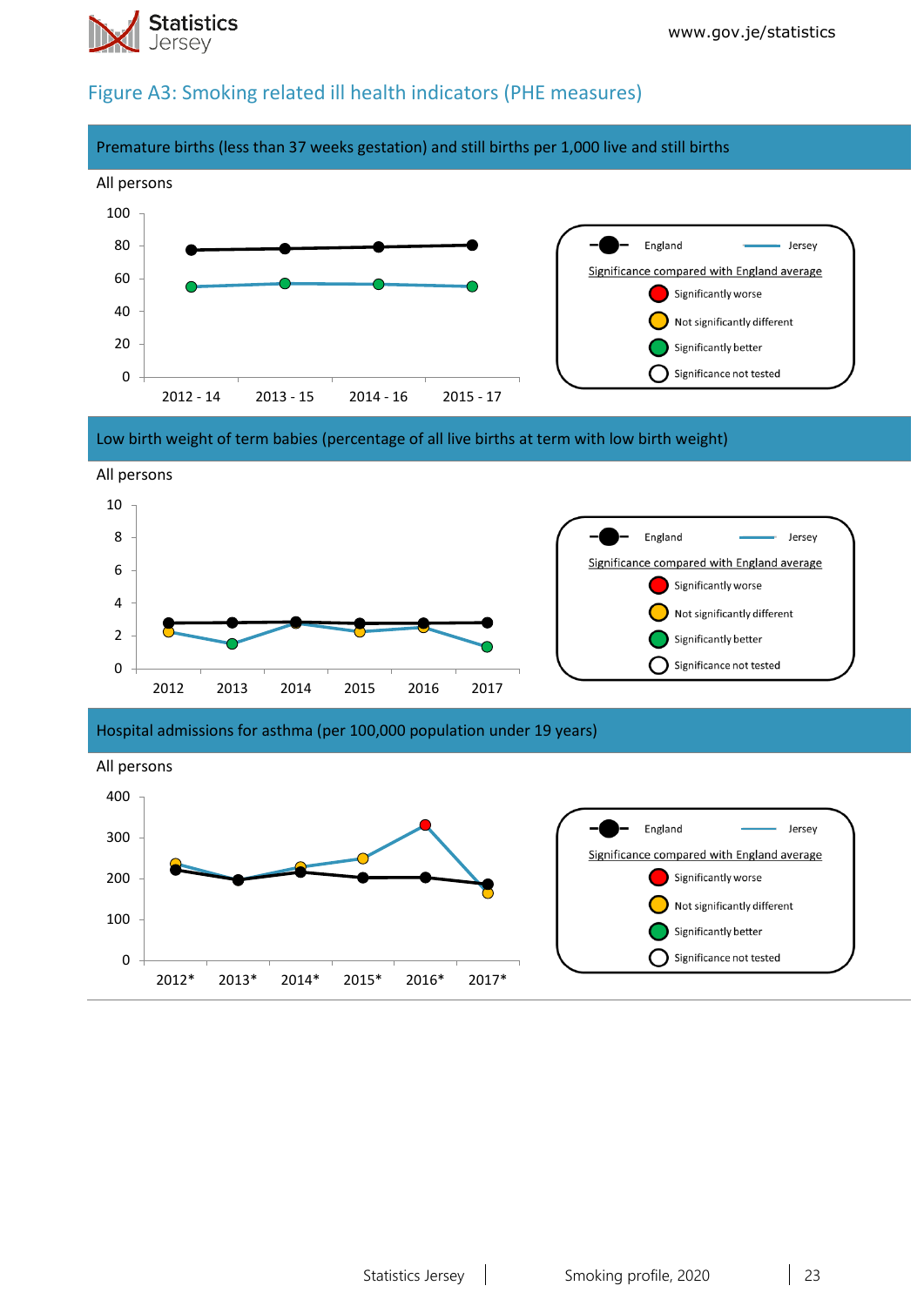## Figure A3: Smoking related ill health indicators (PHE measures)

### Premature births (less than 37 weeks gestation) and still births per 1,000 live and still births

All persons

England | Jersey

Significance compared with England average
- Significantly worse
- Not significantly different
- Significantly better
- Significance not tested

### Low birth weight of term babies (percentage of all live births at term with low birth weight)

All persons

England | Jersey

Significance compared with England average
- Significantly worse
- Not significantly different
- Significantly better
- Significance not tested

### Hospital admissions for asthma (per 100,000 population under 19 years)

All persons

England | Jersey

Significance compared with England average
- Significantly worse
- Not significantly different
- Significantly better
- Significance not tested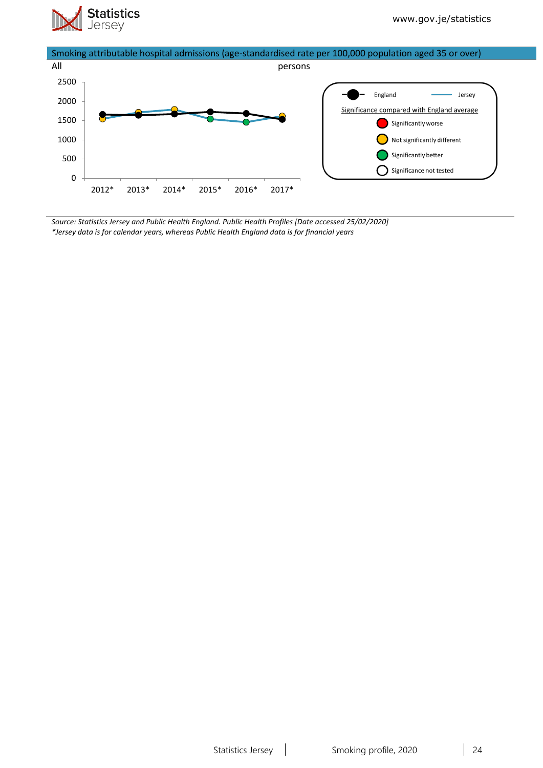Smoking attributable hospital admissions (age-standardised rate per 100,000 population aged 35 or over)

All persons

Source: Statistics Jersey and Public Health England. Public Health Profiles [Date accessed 25/02/2020]
*Jersey data is for calendar years, whereas Public Health England data is for financial years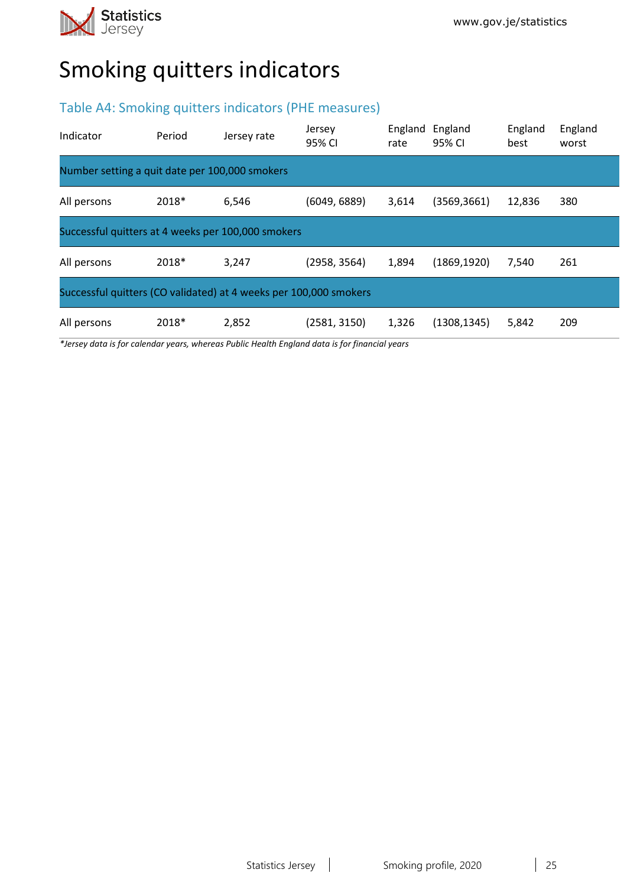# Smoking quitters indicators

## Table A4: Smoking quitters indicators (PHE measures)

| Indicator | Period | Jersey rate | Jersey 95% CI | England rate | England 95% CI | England best | England worst |
|---|---|---|---|---|---|---|---|
| Number setting a quit date per 100,000 smokers | | | | | | | |
| All persons | 2018* | 6,546 | (6049, 6889) | 3,614 | (3569,3661) | 12,836 | 380 |
| Successful quitters at 4 weeks per 100,000 smokers | | | | | | | |
| All persons | 2018* | 3,247 | (2958, 3564) | 1,894 | (1869,1920) | 7,540 | 261 |
| Successful quitters (CO validated) at 4 weeks per 100,000 smokers | | | | | | | |
| All persons | 2018* | 2,852 | (2581, 3150) | 1,326 | (1308,1345) | 5,842 | 209 |

*\*Jersey data is for calendar years, whereas Public Health England data is for financial years*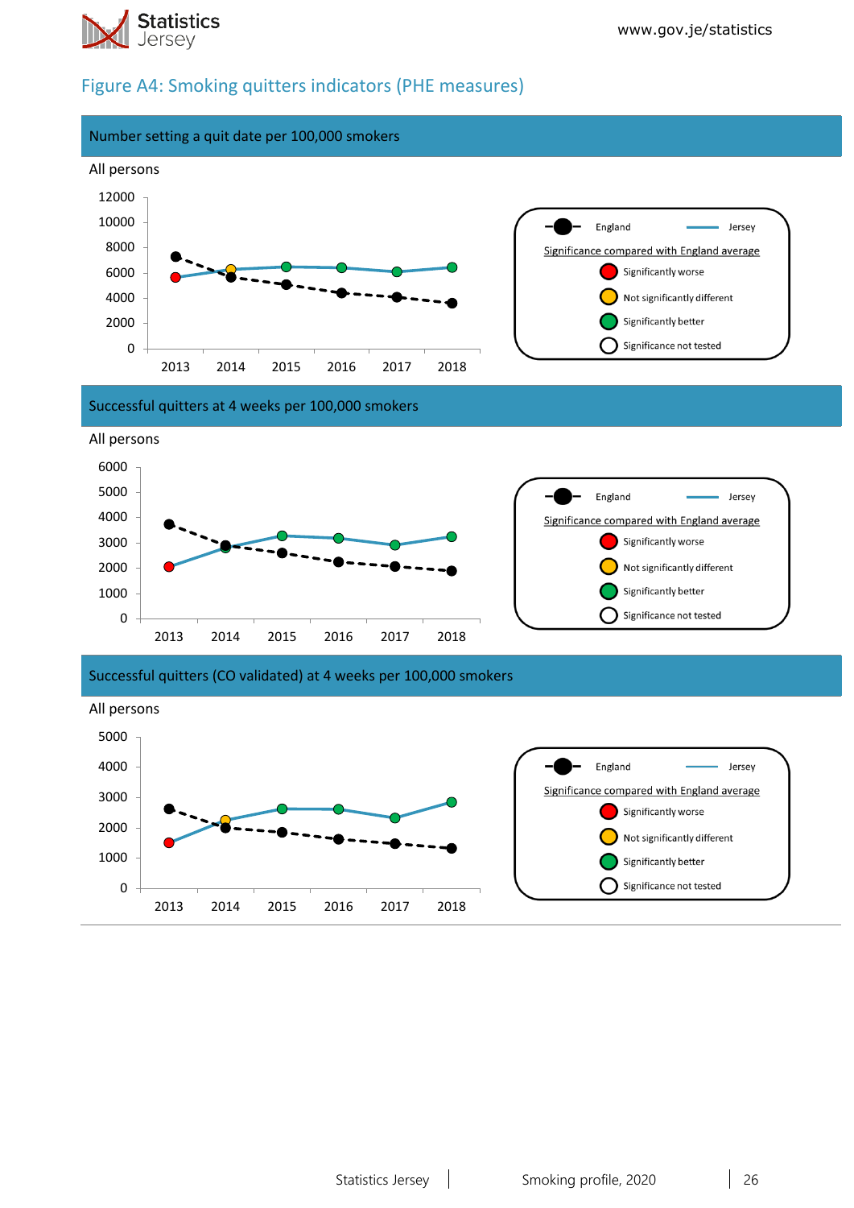## Figure A4: Smoking quitters indicators (PHE measures)

### Number setting a quit date per 100,000 smokers

All persons

12000
10000
8000
6000
4000
2000
0

2013 2014 2015 2016 2017 2018

England
Jersey

Significance compared with England average

Significantly worse
Not significantly different
Significantly better
Significance not tested

### Successful quitters at 4 weeks per 100,000 smokers

All persons

6000
5000
4000
3000
2000
1000
0

2013 2014 2015 2016 2017 2018

England
Jersey

Significance compared with England average

Significantly worse
Not significantly different
Significantly better
Significance not tested

### Successful quitters (CO validated) at 4 weeks per 100,000 smokers

All persons

5000
4000
3000
2000
1000
0

2013 2014 2015 2016 2017 2018

England
Jersey

Significance compared with England average

Significantly worse
Not significantly different
Significantly better
Significance not tested